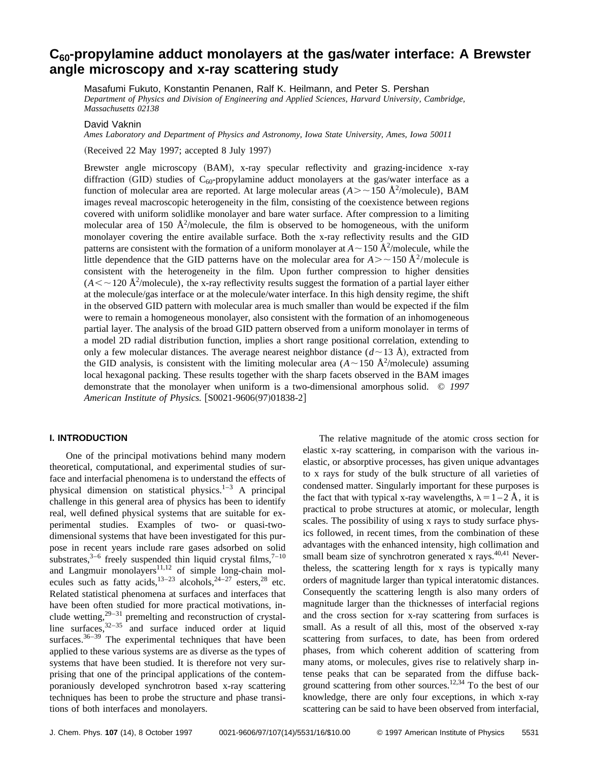# $C_{60}$-propylamine adduct monolayers at the gas/water interface: A Brewster angle microscopy and x-ray scattering study

Masafumi Fukuto, Konstantin Penanen, Ralf K. Heilmann, and Peter S. Pershan

*Department of Physics and Division of Engineering and Applied Sciences, Harvard University, Cambridge, Massachusetts 02138*

David Vaknin

*Ames Laboratory and Department of Physics and Astronomy, Iowa State University, Ames, Iowa 50011*

(Received 22 May 1997; accepted 8 July 1997)

Brewster angle microscopy (BAM), x-ray specular reflectivity and grazing-incidence x-ray diffraction (GID) studies of $C_{60}$-propylamine adduct monolayers at the gas/water interface as a function of molecular area are reported. At large molecular areas ($A > \sim 150$ Å$^2$/molecule), BAM images reveal macroscopic heterogeneity in the film, consisting of the coexistence between regions covered with uniform solidlike monolayer and bare water surface. After compression to a limiting molecular area of 150 Å$^2$/molecule, the film is observed to be homogeneous, with the uniform monolayer covering the entire available surface. Both the x-ray reflectivity results and the GID patterns are consistent with the formation of a uniform monolayer at $A \sim 150$ Å$^2$/molecule, while the little dependence that the GID patterns have on the molecular area for $A > \sim 150$ Å$^2$/molecule is consistent with the heterogeneity in the film. Upon further compression to higher densities ($A < \sim 120$ Å$^2$/molecule), the x-ray reflectivity results suggest the formation of a partial layer either at the molecule/gas interface or at the molecule/water interface. In this high density regime, the shift in the observed GID pattern with molecular area is much smaller than would be expected if the film were to remain a homogeneous monolayer, also consistent with the formation of an inhomogeneous partial layer. The analysis of the broad GID pattern observed from a uniform monolayer in terms of a model 2D radial distribution function, implies a short range positional correlation, extending to only a few molecular distances. The average nearest neighbor distance ($d \sim 13$ Å), extracted from the GID analysis, is consistent with the limiting molecular area ($A \sim 150$ Å$^2$/molecule) assuming local hexagonal packing. These results together with the sharp facets observed in the BAM images demonstrate that the monolayer when uniform is a two-dimensional amorphous solid. © *1997 American Institute of Physics.* [S0021-9606(97)01838-2]

## I. INTRODUCTION

One of the principal motivations behind many modern theoretical, computational, and experimental studies of surface and interfacial phenomena is to understand the effects of physical dimension on statistical physics.[1–3] A principal challenge in this general area of physics has been to identify real, well defined physical systems that are suitable for experimental studies. Examples of two- or quasi-two-dimensional systems that have been investigated for this purpose in recent years include rare gases adsorbed on solid substrates,[3–6] freely suspended thin liquid crystal films,[7–10] and Langmuir monolayers[11,12] of simple long-chain molecules such as fatty acids,[13–23] alcohols,[24–27] esters,[28] etc. Related statistical phenomena at surfaces and interfaces that have been often studied for more practical motivations, include wetting,[29–31] premelting and reconstruction of crystalline surfaces,[32–35] and surface induced order at liquid surfaces.[36–39] The experimental techniques that have been applied to these various systems are as diverse as the types of systems that have been studied. It is therefore not very surprising that one of the principal applications of the contemporaniously developed synchrotron based x-ray scattering techniques has been to probe the structure and phase transitions of both interfaces and monolayers.

The relative magnitude of the atomic cross section for elastic x-ray scattering, in comparison with the various inelastic, or absorptive processes, has given unique advantages to x rays for study of the bulk structure of all varieties of condensed matter. Singularly important for these purposes is the fact that with typical x-ray wavelengths, $\lambda = 1-2$ Å, it is practical to probe structures at atomic, or molecular, length scales. The possibility of using x rays to study surface physics followed, in recent times, from the combination of these advantages with the enhanced intensity, high collimation and small beam size of synchrotron generated x rays.[40,41] Nevertheless, the scattering length for x rays is typically many orders of magnitude larger than typical interatomic distances. Consequently the scattering length is also many orders of magnitude larger than the thicknesses of interfacial regions and the cross section for x-ray scattering from surfaces is small. As a result of all this, most of the observed x-ray scattering from surfaces, to date, has been from ordered phases, from which coherent addition of scattering from many atoms, or molecules, gives rise to relatively sharp intense peaks that can be separated from the diffuse background scattering from other sources.[12,34] To the best of our knowledge, there are only four exceptions, in which x-ray scattering can be said to have been observed from interfacial,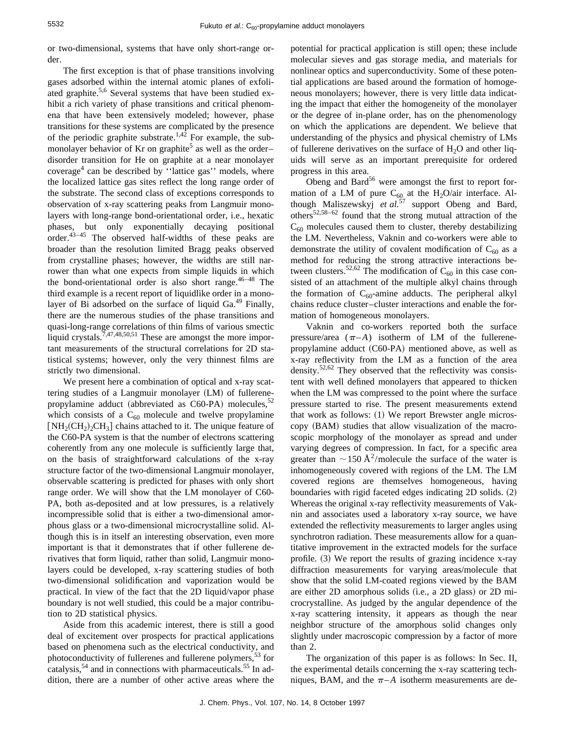or two-dimensional, systems that have only short-range order.

The first exception is that of phase transitions involving gases adsorbed within the internal atomic planes of exfoliated graphite.[5,6] Several systems that have been studied exhibit a rich variety of phase transitions and critical phenomena that have been extensively modeled; however, phase transitions for these systems are complicated by the presence of the periodic graphite substrate.[1,42] For example, the submonolayer behavior of Kr on graphite[5] as well as the order–disorder transition for He on graphite at a near monolayer coverage[4] can be described by ''lattice gas'' models, where the localized lattice gas sites reflect the long range order of the substrate. The second class of exceptions corresponds to observation of x-ray scattering peaks from Langmuir monolayers with long-range bond-orientational order, i.e., hexatic phases, but only exponentially decaying positional order.[43–45] The observed half-widths of these peaks are broader than the resolution limited Bragg peaks observed from crystalline phases; however, the widths are still narrower than what one expects from simple liquids in which the bond-orientational order is also short range.[46–48] The third example is a recent report of liquidlike order in a monolayer of Bi adsorbed on the surface of liquid Ga.[49] Finally, there are the numerous studies of the phase transitions and quasi-long-range correlations of thin films of various smectic liquid crystals.[7,47,48,50,51] These are amongst the more important measurements of the structural correlations for 2D statistical systems; however, only the very thinnest films are strictly two dimensional.

We present here a combination of optical and x-ray scattering studies of a Langmuir monolayer (LM) of fullerene-propylamine adduct (abbreviated as C60-PA) molecules,[52] which consists of a $C_{60}$ molecule and twelve propylamine $[NH_2(CH_2)_2CH_3]$ chains attached to it. The unique feature of the C60-PA system is that the number of electrons scattering coherently from any one molecule is sufficiently large that, on the basis of straightforward calculations of the x-ray structure factor of the two-dimensional Langmuir monolayer, observable scattering is predicted for phases with only short range order. We will show that the LM monolayer of C60-PA, both as-deposited and at low pressures, is a relatively incompressible solid that is either a two-dimensional amorphous glass or a two-dimensional microcrystalline solid. Although this is in itself an interesting observation, even more important is that it demonstrates that if other fullerene derivatives that form liquid, rather than solid, Langmuir monolayers could be developed, x-ray scattering studies of both two-dimensional solidification and vaporization would be practical. In view of the fact that the 2D liquid/vapor phase boundary is not well studied, this could be a major contribution to 2D statistical physics.

Aside from this academic interest, there is still a good deal of excitement over prospects for practical applications based on phenomena such as the electrical conductivity, and photoconductivity of fullerenes and fullerene polymers,[53] for catalysis,[54] and in connections with pharmaceuticals.[55] In addition, there are a number of other active areas where the potential for practical application is still open; these include molecular sieves and gas storage media, and materials for nonlinear optics and superconductivity. Some of these potential applications are based around the formation of homogeneous monolayers; however, there is very little data indicating the impact that either the homogeneity of the monolayer or the degree of in-plane order, has on the phenomenology on which the applications are dependent. We believe that understanding of the physics and physical chemistry of LMs of fullerene derivatives on the surface of $H_2O$ and other liquids will serve as an important prerequisite for ordered progress in this area.

Obeng and Bard[56] were amongst the first to report formation of a LM of pure $C_{60}$ at the $H_2O$/air interface. Although Maliszewskyj *et al.*[57] support Obeng and Bard, others[52,58–62] found that the strong mutual attraction of the $C_{60}$ molecules caused them to cluster, thereby destabilizing the LM. Nevertheless, Vaknin and co-workers were able to demonstrate the utility of covalent modification of $C_{60}$ as a method for reducing the strong attractive interactions between clusters.[52,62] The modification of $C_{60}$ in this case consisted of an attachment of the multiple alkyl chains through the formation of $C_{60}$-amine adducts. The peripheral alkyl chains reduce cluster–cluster interactions and enable the formation of homogeneous monolayers.

Vaknin and co-workers reported both the surface pressure/area ($\pi$–$A$) isotherm of LM of the fullerene-propylamine adduct (C60-PA) mentioned above, as well as x-ray reflectivity from the LM as a function of the area density.[52,62] They observed that the reflectivity was consistent with well defined monolayers that appeared to thicken when the LM was compressed to the point where the surface pressure started to rise. The present measurements extend that work as follows: (1) We report Brewster angle microscopy (BAM) studies that allow visualization of the macroscopic morphology of the monolayer as spread and under varying degrees of compression. In fact, for a specific area greater than $\sim 150$ Å$^2$/molecule the surface of the water is inhomogeneously covered with regions of the LM. The LM covered regions are themselves homogeneous, having boundaries with rigid faceted edges indicating 2D solids. (2) Whereas the original x-ray reflectivity measurements of Vaknin and associates used a laboratory x-ray source, we have extended the reflectivity measurements to larger angles using synchrotron radiation. These measurements allow for a quantitative improvement in the extracted models for the surface profile. (3) We report the results of grazing incidence x-ray diffraction measurements for varying areas/molecule that show that the solid LM-coated regions viewed by the BAM are either 2D amorphous solids (i.e., a 2D glass) or 2D microcrystalline. As judged by the angular dependence of the x-ray scattering intensity, it appears as though the near neighbor structure of the amorphous solid changes only slightly under macroscopic compression by a factor of more than 2.

The organization of this paper is as follows: In Sec. II, the experimental details concerning the x-ray scattering techniques, BAM, and the $\pi$–$A$ isotherm measurements are de-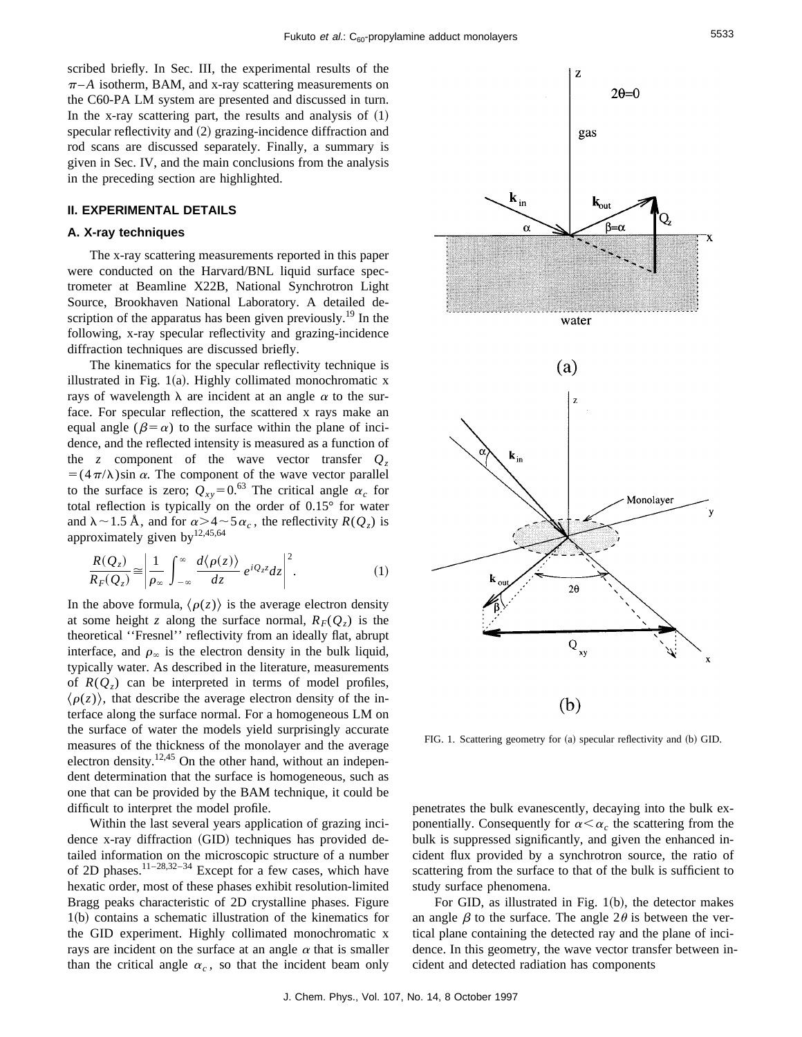scribed briefly. In Sec. III, the experimental results of the $\pi - A$ isotherm, BAM, and x-ray scattering measurements on the C60-PA LM system are presented and discussed in turn. In the x-ray scattering part, the results and analysis of (1) specular reflectivity and (2) grazing-incidence diffraction and rod scans are discussed separately. Finally, a summary is given in Sec. IV, and the main conclusions from the analysis in the preceding section are highlighted.

## II. EXPERIMENTAL DETAILS

### A. X-ray techniques

The x-ray scattering measurements reported in this paper were conducted on the Harvard/BNL liquid surface spectrometer at Beamline X22B, National Synchrotron Light Source, Brookhaven National Laboratory. A detailed description of the apparatus has been given previously.[19] In the following, x-ray specular reflectivity and grazing-incidence diffraction techniques are discussed briefly.

The kinematics for the specular reflectivity technique is illustrated in Fig. 1(a). Highly collimated monochromatic x rays of wavelength $\lambda$ are incident at an angle $\alpha$ to the surface. For specular reflection, the scattered x rays make an equal angle ($\beta = \alpha$) to the surface within the plane of incidence, and the reflected intensity is measured as a function of the $z$ component of the wave vector transfer $Q_z = (4\pi/\lambda)\sin\alpha$. The component of the wave vector parallel to the surface is zero; $Q_{xy} = 0$.[63] The critical angle $\alpha_c$ for total reflection is typically on the order of 0.15° for water and $\lambda \sim 1.5$ Å, and for $\alpha > 4 \sim 5\alpha_c$, the reflectivity $R(Q_z)$ is approximately given by[12,45,64]

$$\frac{R(Q_z)}{R_F(Q_z)} \cong \left| \frac{1}{\rho_\infty} \int_{-\infty}^{\infty} \frac{d\langle \rho(z) \rangle}{dz} e^{iQ_z z} dz \right|^2. \tag{1}$$

In the above formula, $\langle \rho(z) \rangle$ is the average electron density at some height $z$ along the surface normal, $R_F(Q_z)$ is the theoretical "Fresnel" reflectivity from an ideally flat, abrupt interface, and $\rho_\infty$ is the electron density in the bulk liquid, typically water. As described in the literature, measurements of $R(Q_z)$ can be interpreted in terms of model profiles, $\langle \rho(z) \rangle$, that describe the average electron density of the interface along the surface normal. For a homogeneous LM on the surface of water the models yield surprisingly accurate measures of the thickness of the monolayer and the average electron density.[12,45] On the other hand, without an independent determination that the surface is homogeneous, such as one that can be provided by the BAM technique, it could be difficult to interpret the model profile.

Within the last several years application of grazing incidence x-ray diffraction (GID) techniques has provided detailed information on the microscopic structure of a number of 2D phases.[11–28,32–34] Except for a few cases, which have hexatic order, most of these phases exhibit resolution-limited Bragg peaks characteristic of 2D crystalline phases. Figure 1(b) contains a schematic illustration of the kinematics for the GID experiment. Highly collimated monochromatic x rays are incident on the surface at an angle $\alpha$ that is smaller than the critical angle $\alpha_c$, so that the incident beam only penetrates the bulk evanescently, decaying into the bulk exponentially. Consequently for $\alpha < \alpha_c$ the scattering from the bulk is suppressed significantly, and given the enhanced incident flux provided by a synchrotron source, the ratio of scattering from the surface to that of the bulk is sufficient to study surface phenomena.

FIG. 1. Scattering geometry for (a) specular reflectivity and (b) GID.

For GID, as illustrated in Fig. 1(b), the detector makes an angle $\beta$ to the surface. The angle $2\theta$ is between the vertical plane containing the detected ray and the plane of incidence. In this geometry, the wave vector transfer between incident and detected radiation has components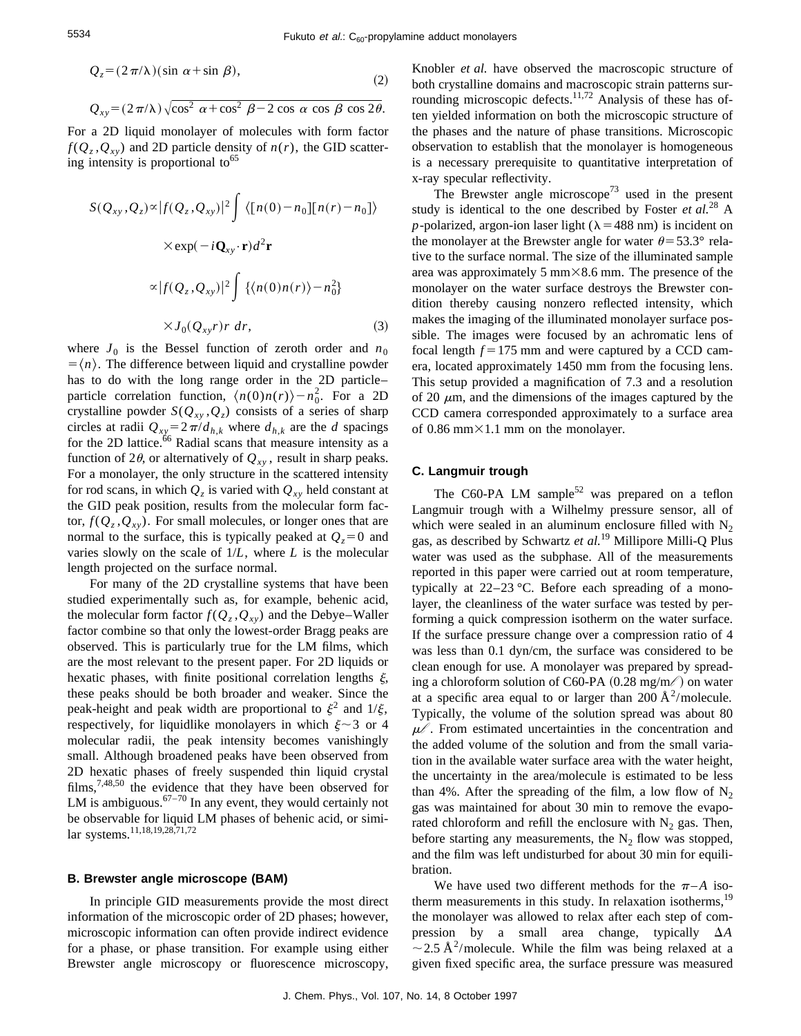$$Q_z = (2\pi/\lambda)(\sin\alpha + \sin\beta),$$

$$Q_{xy} = (2\pi/\lambda)\sqrt{\cos^2\alpha + \cos^2\beta - 2\cos\alpha\cos\beta\cos 2\theta}. \tag{2}$$

For a 2D liquid monolayer of molecules with form factor $f(Q_z, Q_{xy})$ and 2D particle density of $n(r)$, the GID scattering intensity is proportional to[65]

$$S(Q_{xy}, Q_z) \propto |f(Q_z, Q_{xy})|^2 \int \langle [n(0) - n_0][n(r) - n_0] \rangle \times \exp(-i\mathbf{Q}_{xy} \cdot \mathbf{r}) d^2\mathbf{r}$$

$$\propto |f(Q_z, Q_{xy})|^2 \int \{\langle n(0)n(r) \rangle - n_0^2\} \times J_0(Q_{xy} r) r \, dr, \tag{3}$$

where $J_0$ is the Bessel function of zeroth order and $n_0 = \langle n \rangle$. The difference between liquid and crystalline powder has to do with the long range order in the 2D particle–particle correlation function, $\langle n(0)n(r) \rangle - n_0^2$. For a 2D crystalline powder $S(Q_{xy}, Q_z)$ consists of a series of sharp circles at radii $Q_{xy} = 2\pi/d_{h,k}$ where $d_{h,k}$ are the $d$ spacings for the 2D lattice.[66] Radial scans that measure intensity as a function of $2\theta$, or alternatively of $Q_{xy}$, result in sharp peaks. For a monolayer, the only structure in the scattered intensity for rod scans, in which $Q_z$ is varied with $Q_{xy}$ held constant at the GID peak position, results from the molecular form factor, $f(Q_z, Q_{xy})$. For small molecules, or longer ones that are normal to the surface, this is typically peaked at $Q_z = 0$ and varies slowly on the scale of $1/L$, where $L$ is the molecular length projected on the surface normal.

For many of the 2D crystalline systems that have been studied experimentally such as, for example, behenic acid, the molecular form factor $f(Q_z, Q_{xy})$ and the Debye–Waller factor combine so that only the lowest-order Bragg peaks are observed. This is particularly true for the LM films, which are the most relevant to the present paper. For 2D liquids or hexatic phases, with finite positional correlation lengths $\xi$, these peaks should be both broader and weaker. Since the peak-height and peak width are proportional to $\xi^2$ and $1/\xi$, respectively, for liquidlike monolayers in which $\xi \sim 3$ or 4 molecular radii, the peak intensity becomes vanishingly small. Although broadened peaks have been observed from 2D hexatic phases of freely suspended thin liquid crystal films,[7,48,50] the evidence that they have been observed for LM is ambiguous.[67–70] In any event, they would certainly not be observable for liquid LM phases of behenic acid, or similar systems.[11,18,19,28,71,72]

### B. Brewster angle microscope (BAM)

In principle GID measurements provide the most direct information of the microscopic order of 2D phases; however, microscopic information can often provide indirect evidence for a phase, or phase transition. For example using either Brewster angle microscopy or fluorescence microscopy, Knobler *et al.* have observed the macroscopic structure of both crystalline domains and macroscopic strain patterns surrounding microscopic defects.[11,72] Analysis of these has often yielded information on both the microscopic structure of the phases and the nature of phase transitions. Microscopic observation to establish that the monolayer is homogeneous is a necessary prerequisite to quantitative interpretation of x-ray specular reflectivity.

The Brewster angle microscope[73] used in the present study is identical to the one described by Foster *et al.*[28] A $p$-polarized, argon-ion laser light ($\lambda = 488$ nm) is incident on the monolayer at the Brewster angle for water $\theta = 53.3°$ relative to the surface normal. The size of the illuminated sample area was approximately 5 mm×8.6 mm. The presence of the monolayer on the water surface destroys the Brewster condition thereby causing nonzero reflected intensity, which makes the imaging of the illuminated monolayer surface possible. The images were focused by an achromatic lens of focal length $f = 175$ mm and were captured by a CCD camera, located approximately 1450 mm from the focusing lens. This setup provided a magnification of 7.3 and a resolution of 20 $\mu$m, and the dimensions of the images captured by the CCD camera corresponded approximately to a surface area of 0.86 mm×1.1 mm on the monolayer.

### C. Langmuir trough

The C60-PA LM sample[52] was prepared on a teflon Langmuir trough with a Wilhelmy pressure sensor, all of which were sealed in an aluminum enclosure filled with $N_2$ gas, as described by Schwartz *et al.*[19] Millipore Milli-Q Plus water was used as the subphase. All of the measurements reported in this paper were carried out at room temperature, typically at 22–23 °C. Before each spreading of a monolayer, the cleanliness of the water surface was tested by performing a quick compression isotherm on the water surface. If the surface pressure change over a compression ratio of 4 was less than 0.1 dyn/cm, the surface was considered to be clean enough for use. A monolayer was prepared by spreading a chloroform solution of C60-PA (0.28 mg/mℓ) on water at a specific area equal to or larger than 200 Å$^2$/molecule. Typically, the volume of the solution spread was about 80 $\mu$ℓ. From estimated uncertainties in the concentration and the added volume of the solution and from the small variation in the available water surface area with the water height, the uncertainty in the area/molecule is estimated to be less than 4%. After the spreading of the film, a low flow of $N_2$ gas was maintained for about 30 min to remove the evaporated chloroform and refill the enclosure with $N_2$ gas. Then, before starting any measurements, the $N_2$ flow was stopped, and the film was left undisturbed for about 30 min for equilibration.

We have used two different methods for the $\pi$–$A$ isotherm measurements in this study. In relaxation isotherms,[19] the monolayer was allowed to relax after each step of compression by a small area change, typically $\Delta A \sim 2.5$ Å$^2$/molecule. While the film was being relaxed at a given fixed specific area, the surface pressure was measured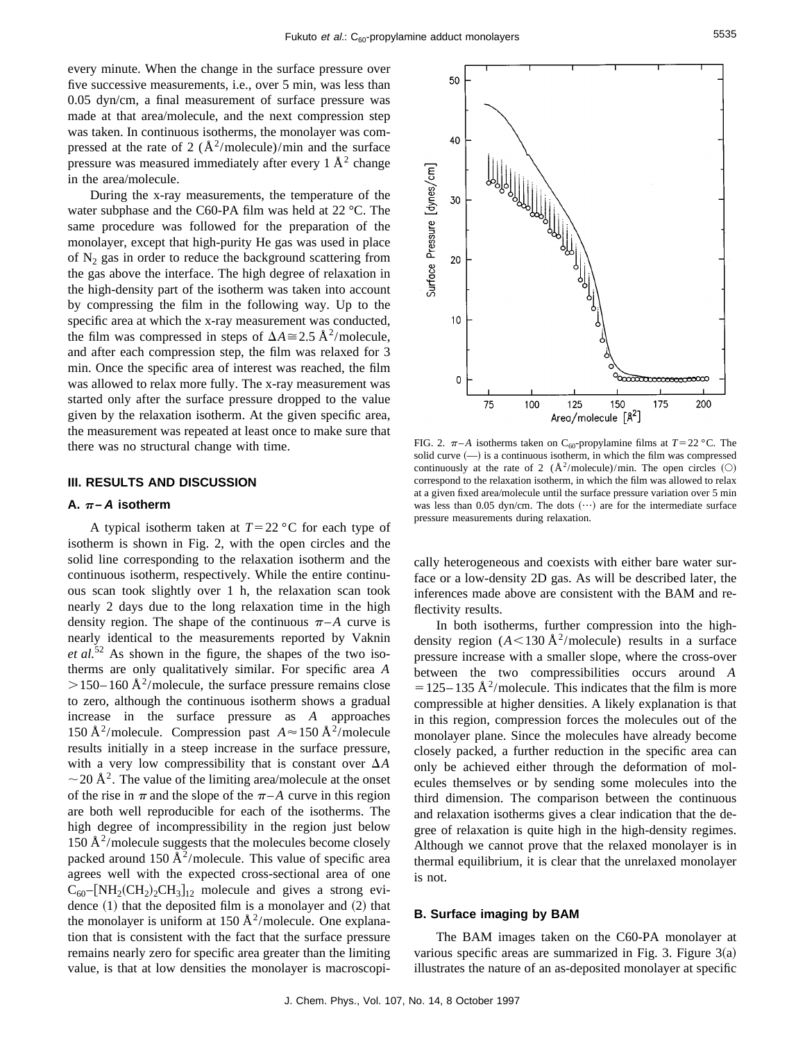every minute. When the change in the surface pressure over five successive measurements, i.e., over 5 min, was less than 0.05 dyn/cm, a final measurement of surface pressure was made at that area/molecule, and the next compression step was taken. In continuous isotherms, the monolayer was compressed at the rate of 2 ($Å^2$/molecule)/min and the surface pressure was measured immediately after every 1 $Å^2$ change in the area/molecule.

During the x-ray measurements, the temperature of the water subphase and the C60-PA film was held at 22 °C. The same procedure was followed for the preparation of the monolayer, except that high-purity He gas was used in place of $N_2$ gas in order to reduce the background scattering from the gas above the interface. The high degree of relaxation in the high-density part of the isotherm was taken into account by compressing the film in the following way. Up to the specific area at which the x-ray measurement was conducted, the film was compressed in steps of $\Delta A \cong 2.5$ $Å^2$/molecule, and after each compression step, the film was relaxed for 3 min. Once the specific area of interest was reached, the film was allowed to relax more fully. The x-ray measurement was started only after the surface pressure dropped to the value given by the relaxation isotherm. At the given specific area, the measurement was repeated at least once to make sure that there was no structural change with time.

## III. RESULTS AND DISCUSSION

### A. $\pi - A$ isotherm

A typical isotherm taken at $T = 22$ °C for each type of isotherm is shown in Fig. 2, with the open circles and the solid line corresponding to the relaxation isotherm and the continuous isotherm, respectively. While the entire continuous scan took slightly over 1 h, the relaxation scan took nearly 2 days due to the long relaxation time in the high density region. The shape of the continuous $\pi - A$ curve is nearly identical to the measurements reported by Vaknin *et al.*[52] As shown in the figure, the shapes of the two isotherms are only qualitatively similar. For specific area $A > 150–160$ $Å^2$/molecule, the surface pressure remains close to zero, although the continuous isotherm shows a gradual increase in the surface pressure as $A$ approaches 150 $Å^2$/molecule. Compression past $A \approx 150$ $Å^2$/molecule results initially in a steep increase in the surface pressure, with a very low compressibility that is constant over $\Delta A \sim 20$ $Å^2$. The value of the limiting area/molecule at the onset of the rise in $\pi$ and the slope of the $\pi - A$ curve in this region are both well reproducible for each of the isotherms. The high degree of incompressibility in the region just below 150 $Å^2$/molecule suggests that the molecules become closely packed around 150 $Å^2$/molecule. This value of specific area agrees well with the expected cross-sectional area of one $C_{60}–[NH_2(CH_2)_2CH_3]_{12}$ molecule and gives a strong evidence (1) that the deposited film is a monolayer and (2) that the monolayer is uniform at 150 $Å^2$/molecule. One explanation that is consistent with the fact that the surface pressure remains nearly zero for specific area greater than the limiting value, is that at low densities the monolayer is macroscopically heterogeneous and coexists with either bare water surface or a low-density 2D gas. As will be described later, the inferences made above are consistent with the BAM and reflectivity results.

FIG. 2. $\pi - A$ isotherms taken on $C_{60}$-propylamine films at $T = 22$ °C. The solid curve (—) is a continuous isotherm, in which the film was compressed continuously at the rate of 2 ($Å^2$/molecule)/min. The open circles (○) correspond to the relaxation isotherm, in which the film was allowed to relax at a given fixed area/molecule until the surface pressure variation over 5 min was less than 0.05 dyn/cm. The dots (⋯) are for the intermediate surface pressure measurements during relaxation.

In both isotherms, further compression into the high-density region ($A < 130$ $Å^2$/molecule) results in a surface pressure increase with a smaller slope, where the cross-over between the two compressibilities occurs around $A = 125–135$ $Å^2$/molecule. This indicates that the film is more compressible at higher densities. A likely explanation is that in this region, compression forces the molecules out of the monolayer plane. Since the molecules have already become closely packed, a further reduction in the specific area can only be achieved either through the deformation of molecules themselves or by sending some molecules into the third dimension. The comparison between the continuous and relaxation isotherms gives a clear indication that the degree of relaxation is quite high in the high-density regimes. Although we cannot prove that the relaxed monolayer is in thermal equilibrium, it is clear that the unrelaxed monolayer is not.

### B. Surface imaging by BAM

The BAM images taken on the C60-PA monolayer at various specific areas are summarized in Fig. 3. Figure 3(a) illustrates the nature of an as-deposited monolayer at specific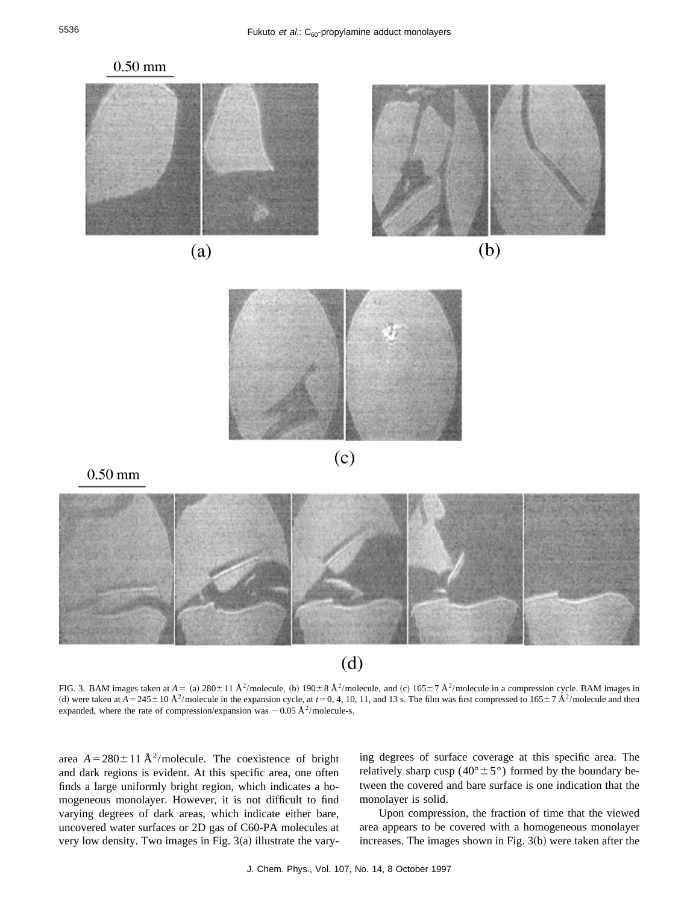FIG. 3. BAM images taken at $A=$ (a) $280\pm11$ Å$^2$/molecule, (b) $190\pm8$ Å$^2$/molecule, and (c) $165\pm7$ Å$^2$/molecule in a compression cycle. BAM images in (d) were taken at $A=245\pm10$ Å$^2$/molecule in the expansion cycle, at $t=0$, 4, 10, 11, and 13 s. The film was first compressed to $165\pm7$ Å$^2$/molecule and then expanded, where the rate of compression/expansion was $\sim0.05$ Å$^2$/molecule-s.

area $A=280\pm11$ Å$^2$/molecule. The coexistence of bright and dark regions is evident. At this specific area, one often finds a large uniformly bright region, which indicates a homogeneous monolayer. However, it is not difficult to find varying degrees of dark areas, which indicate either bare, uncovered water surfaces or 2D gas of C60-PA molecules at very low density. Two images in Fig. 3(a) illustrate the varying degrees of surface coverage at this specific area. The relatively sharp cusp ($40°\pm5°$) formed by the boundary between the covered and bare surface is one indication that the monolayer is solid.

Upon compression, the fraction of time that the viewed area appears to be covered with a homogeneous monolayer increases. The images shown in Fig. 3(b) were taken after the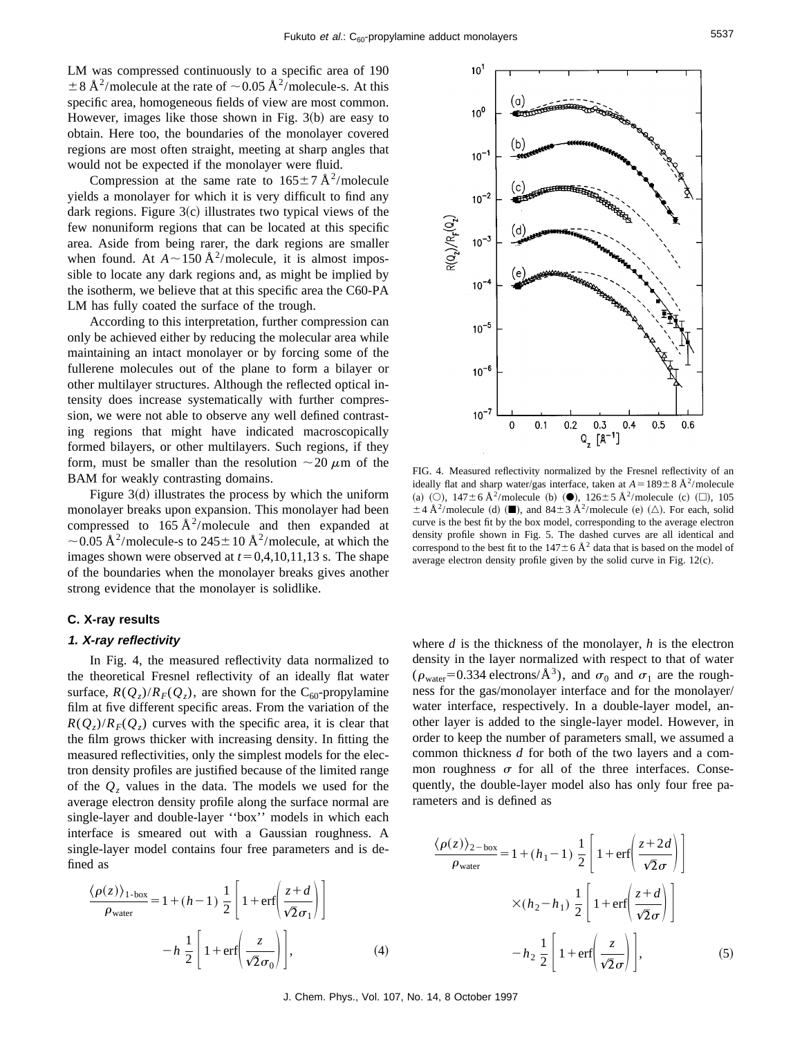LM was compressed continuously to a specific area of 190 $\pm 8$ Å$^2$/molecule at the rate of $\sim 0.05$ Å$^2$/molecule-s. At this specific area, homogeneous fields of view are most common. However, images like those shown in Fig. 3(b) are easy to obtain. Here too, the boundaries of the monolayer covered regions are most often straight, meeting at sharp angles that would not be expected if the monolayer were fluid.

Compression at the same rate to $165 \pm 7$ Å$^2$/molecule yields a monolayer for which it is very difficult to find any dark regions. Figure 3(c) illustrates two typical views of the few nonuniform regions that can be located at this specific area. Aside from being rarer, the dark regions are smaller when found. At $A \sim 150$ Å$^2$/molecule, it is almost impossible to locate any dark regions and, as might be implied by the isotherm, we believe that at this specific area the C60-PA LM has fully coated the surface of the trough.

According to this interpretation, further compression can only be achieved either by reducing the molecular area while maintaining an intact monolayer or by forcing some of the fullerene molecules out of the plane to form a bilayer or other multilayer structures. Although the reflected optical intensity does increase systematically with further compression, we were not able to observe any well defined contrasting regions that might have indicated macroscopically formed bilayers, or other multilayers. Such regions, if they form, must be smaller than the resolution $\sim 20$ $\mu$m of the BAM for weakly contrasting domains.

Figure 3(d) illustrates the process by which the uniform monolayer breaks upon expansion. This monolayer had been compressed to 165 Å$^2$/molecule and then expanded at $\sim 0.05$ Å$^2$/molecule-s to $245 \pm 10$ Å$^2$/molecule, at which the images shown were observed at $t = 0,4,10,11,13$ s. The shape of the boundaries when the monolayer breaks gives another strong evidence that the monolayer is solidlike.

FIG. 4. Measured reflectivity normalized by the Fresnel reflectivity of an ideally flat and sharp water/gas interface, taken at $A = 189 \pm 8$ Å$^2$/molecule (a) (○), $147 \pm 6$ Å$^2$/molecule (b) (●), $126 \pm 5$ Å$^2$/molecule (c) (□), $105 \pm 4$ Å$^2$/molecule (d) (■), and $84 \pm 3$ Å$^2$/molecule (e) (△). For each, solid curve is the best fit by the box model, corresponding to the average electron density profile shown in Fig. 5. The dashed curves are all identical and correspond to the best fit to the $147 \pm 6$ Å$^2$ data that is based on the model of average electron density profile given by the solid curve in Fig. 12(c).

### C. X-ray results

#### 1. X-ray reflectivity

In Fig. 4, the measured reflectivity data normalized to the theoretical Fresnel reflectivity of an ideally flat water surface, $R(Q_z)/R_F(Q_z)$, are shown for the $C_{60}$-propylamine film at five different specific areas. From the variation of the $R(Q_z)/R_F(Q_z)$ curves with the specific area, it is clear that the film grows thicker with increasing density. In fitting the measured reflectivities, only the simplest models for the electron density profiles are justified because of the limited range of the $Q_z$ values in the data. The models we used for the average electron density profile along the surface normal are single-layer and double-layer ''box'' models in which each interface is smeared out with a Gaussian roughness. A single-layer model contains four free parameters and is defined as

$$\frac{\langle \rho(z) \rangle_{1\text{-box}}}{\rho_{\text{water}}} = 1 + (h-1)\,\frac{1}{2}\left[1 + \text{erf}\left(\frac{z+d}{\sqrt{2}\sigma_1}\right)\right] - h\,\frac{1}{2}\left[1 + \text{erf}\left(\frac{z}{\sqrt{2}\sigma_0}\right)\right], \tag{4}$$

where $d$ is the thickness of the monolayer, $h$ is the electron density in the layer normalized with respect to that of water ($\rho_{\text{water}} = 0.334$ electrons/Å$^3$), and $\sigma_0$ and $\sigma_1$ are the roughness for the gas/monolayer interface and for the monolayer/water interface, respectively. In a double-layer model, another layer is added to the single-layer model. However, in order to keep the number of parameters small, we assumed a common thickness $d$ for both of the two layers and a common roughness $\sigma$ for all of the three interfaces. Consequently, the double-layer model also has only four free parameters and is defined as

$$\frac{\langle \rho(z) \rangle_{2-\text{box}}}{\rho_{\text{water}}} = 1 + (h_1 - 1)\,\frac{1}{2}\left[1 + \text{erf}\left(\frac{z+2d}{\sqrt{2}\sigma}\right)\right] \times (h_2 - h_1)\,\frac{1}{2}\left[1 + \text{erf}\left(\frac{z+d}{\sqrt{2}\sigma}\right)\right] - h_2\,\frac{1}{2}\left[1 + \text{erf}\left(\frac{z}{\sqrt{2}\sigma}\right)\right], \tag{5}$$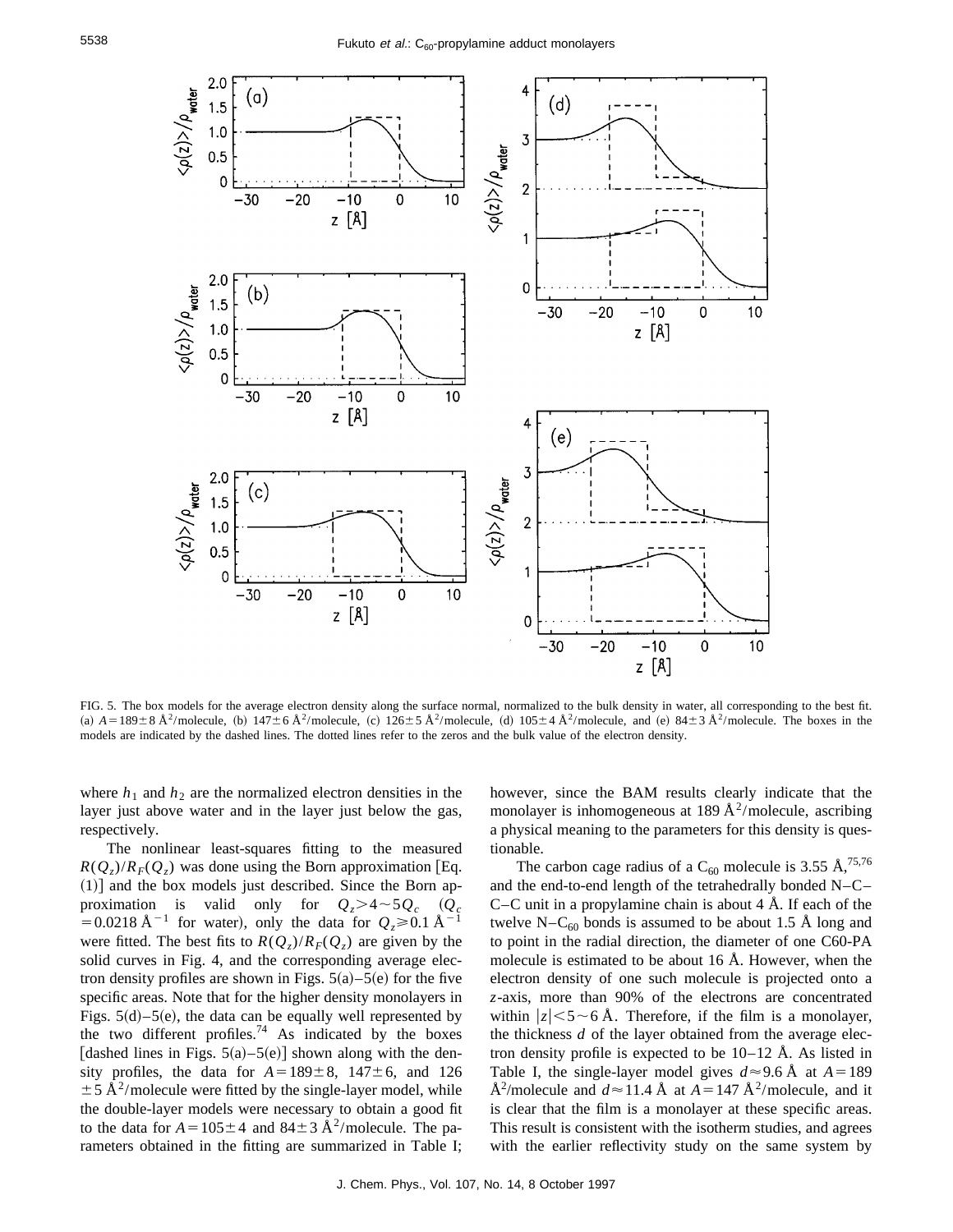FIG. 5. The box models for the average electron density along the surface normal, normalized to the bulk density in water, all corresponding to the best fit. (a) $A=189\pm8$ Å$^2$/molecule, (b) $147\pm6$ Å$^2$/molecule, (c) $126\pm5$ Å$^2$/molecule, (d) $105\pm4$ Å$^2$/molecule, and (e) $84\pm3$ Å$^2$/molecule. The boxes in the models are indicated by the dashed lines. The dotted lines refer to the zeros and the bulk value of the electron density.

where $h_1$ and $h_2$ are the normalized electron densities in the layer just above water and in the layer just below the gas, respectively.

The nonlinear least-squares fitting to the measured $R(Q_z)/R_F(Q_z)$ was done using the Born approximation [Eq. (1)] and the box models just described. Since the Born approximation is valid only for $Q_z>4\sim5Q_c$ ($Q_c=0.0218$ Å$^{-1}$ for water), only the data for $Q_z\geqslant0.1$ Å$^{-1}$ were fitted. The best fits to $R(Q_z)/R_F(Q_z)$ are given by the solid curves in Fig. 4, and the corresponding average electron density profiles are shown in Figs. 5(a)–5(e) for the five specific areas. Note that for the higher density monolayers in Figs. 5(d)–5(e), the data can be equally well represented by the two different profiles.[74] As indicated by the boxes [dashed lines in Figs. 5(a)–5(e)] shown along with the density profiles, the data for $A=189\pm8$, $147\pm6$, and $126\pm5$ Å$^2$/molecule were fitted by the single-layer model, while the double-layer models were necessary to obtain a good fit to the data for $A=105\pm4$ and $84\pm3$ Å$^2$/molecule. The parameters obtained in the fitting are summarized in Table I; however, since the BAM results clearly indicate that the monolayer is inhomogeneous at 189 Å$^2$/molecule, ascribing a physical meaning to the parameters for this density is questionable.

The carbon cage radius of a $C_{60}$ molecule is 3.55 Å,[75,76] and the end-to-end length of the tetrahedrally bonded N–C–C–C unit in a propylamine chain is about 4 Å. If each of the twelve N–$C_{60}$ bonds is assumed to be about 1.5 Å long and to point in the radial direction, the diameter of one C60-PA molecule is estimated to be about 16 Å. However, when the electron density of one such molecule is projected onto a $z$-axis, more than 90% of the electrons are concentrated within $|z|<5\sim6$ Å. Therefore, if the film is a monolayer, the thickness $d$ of the layer obtained from the average electron density profile is expected to be 10–12 Å. As listed in Table I, the single-layer model gives $d\approx9.6$ Å at $A=189$ Å$^2$/molecule and $d\approx11.4$ Å at $A=147$ Å$^2$/molecule, and it is clear that the film is a monolayer at these specific areas. This result is consistent with the isotherm studies, and agrees with the earlier reflectivity study on the same system by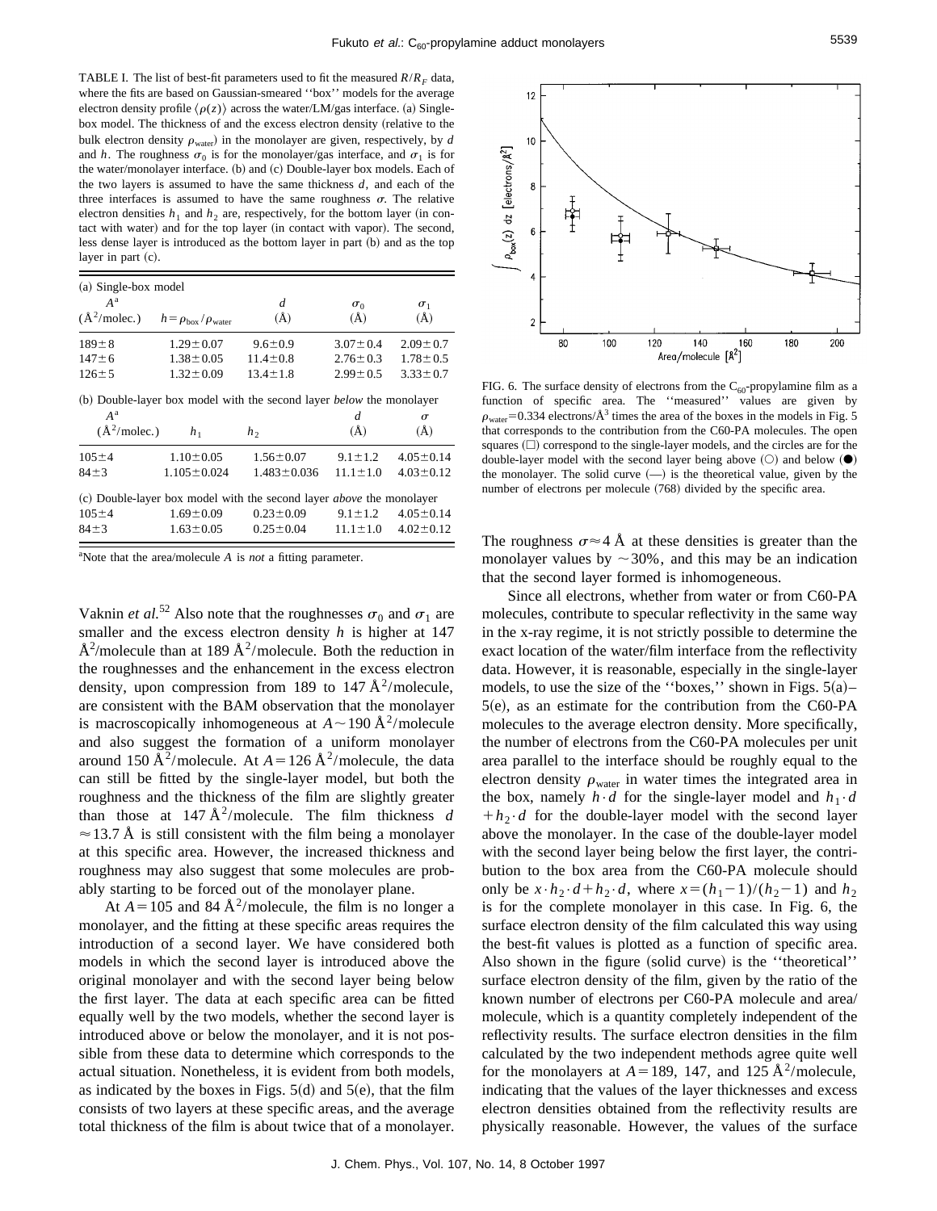TABLE I. The list of best-fit parameters used to fit the measured $R/R_F$ data, where the fits are based on Gaussian-smeared ''box'' models for the average electron density profile $\langle \rho(z) \rangle$ across the water/LM/gas interface. (a) Single-box model. The thickness of and the excess electron density (relative to the bulk electron density $\rho_{water}$) in the monolayer are given, respectively, by $d$ and $h$. The roughness $\sigma_0$ is for the monolayer/gas interface, and $\sigma_1$ is for the water/monolayer interface. (b) and (c) Double-layer box models. Each of the two layers is assumed to have the same thickness $d$, and each of the three interfaces is assumed to have the same roughness $\sigma$. The relative electron densities $h_1$ and $h_2$ are, respectively, for the bottom layer (in contact with water) and for the top layer (in contact with vapor). The second, less dense layer is introduced as the bottom layer in part (b) and as the top layer in part (c).

(a) Single-box model

| $A$[a] (Å$^2$/molec.) | $h = \rho_{box}/\rho_{water}$ | $d$ (Å) | $\sigma_0$ (Å) | $\sigma_1$ (Å) |
|---|---|---|---|---|
| $189 \pm 8$ | $1.29 \pm 0.07$ | $9.6 \pm 0.9$ | $3.07 \pm 0.4$ | $2.09 \pm 0.7$ |
| $147 \pm 6$ | $1.38 \pm 0.05$ | $11.4 \pm 0.8$ | $2.76 \pm 0.3$ | $1.78 \pm 0.5$ |
| $126 \pm 5$ | $1.32 \pm 0.09$ | $13.4 \pm 1.8$ | $2.99 \pm 0.5$ | $3.33 \pm 0.7$ |

(b) Double-layer box model with the second layer *below* the monolayer

| $A$[a] (Å$^2$/molec.) | $h_1$ | $h_2$ | $d$ (Å) | $\sigma$ (Å) |
|---|---|---|---|---|
| $105 \pm 4$ | $1.10 \pm 0.05$ | $1.56 \pm 0.07$ | $9.1 \pm 1.2$ | $4.05 \pm 0.14$ |
| $84 \pm 3$ | $1.105 \pm 0.024$ | $1.483 \pm 0.036$ | $11.1 \pm 1.0$ | $4.03 \pm 0.12$ |

(c) Double-layer box model with the second layer *above* the monolayer

| $A$[a] (Å$^2$/molec.) | $h_1$ | $h_2$ | $d$ (Å) | $\sigma$ (Å) |
|---|---|---|---|---|
| $105 \pm 4$ | $1.69 \pm 0.09$ | $0.23 \pm 0.09$ | $9.1 \pm 1.2$ | $4.05 \pm 0.14$ |
| $84 \pm 3$ | $1.63 \pm 0.05$ | $0.25 \pm 0.04$ | $11.1 \pm 1.0$ | $4.02 \pm 0.12$ |

[a]Note that the area/molecule $A$ is *not* a fitting parameter.

Vaknin *et al.*[52] Also note that the roughnesses $\sigma_0$ and $\sigma_1$ are smaller and the excess electron density $h$ is higher at 147 Å$^2$/molecule than at 189 Å$^2$/molecule. Both the reduction in the roughnesses and the enhancement in the excess electron density, upon compression from 189 to 147 Å$^2$/molecule, are consistent with the BAM observation that the monolayer is macroscopically inhomogeneous at $A \sim 190$ Å$^2$/molecule and also suggest the formation of a uniform monolayer around 150 Å$^2$/molecule. At $A = 126$ Å$^2$/molecule, the data can still be fitted by the single-layer model, but both the roughness and the thickness of the film are slightly greater than those at 147 Å$^2$/molecule. The film thickness $d \approx 13.7$ Å is still consistent with the film being a monolayer at this specific area. However, the increased thickness and roughness may also suggest that some molecules are probably starting to be forced out of the monolayer plane.

At $A = 105$ and 84 Å$^2$/molecule, the film is no longer a monolayer, and the fitting at these specific areas requires the introduction of a second layer. We have considered both models in which the second layer is introduced above the original monolayer and with the second layer being below the first layer. The data at each specific area can be fitted equally well by the two models, whether the second layer is introduced above or below the monolayer, and it is not possible from these data to determine which corresponds to the actual situation. Nonetheless, it is evident from both models, as indicated by the boxes in Figs. 5(d) and 5(e), that the film consists of two layers at these specific areas, and the average total thickness of the film is about twice that of a monolayer.

FIG. 6. The surface density of electrons from the $C_{60}$-propylamine film as a function of specific area. The ''measured'' values are given by $\rho_{water} = 0.334$ electrons/Å$^3$ times the area of the boxes in the models in Fig. 5 that corresponds to the contribution from the C60-PA molecules. The open squares (□) correspond to the single-layer models, and the circles are for the double-layer model with the second layer being above (○) and below (●) the monolayer. The solid curve (—) is the theoretical value, given by the number of electrons per molecule (768) divided by the specific area.

The roughness $\sigma \approx 4$ Å at these densities is greater than the monolayer values by $\sim 30\%$, and this may be an indication that the second layer formed is inhomogeneous.

Since all electrons, whether from water or from C60-PA molecules, contribute to specular reflectivity in the same way in the x-ray regime, it is not strictly possible to determine the exact location of the water/film interface from the reflectivity data. However, it is reasonable, especially in the single-layer models, to use the size of the ''boxes,'' shown in Figs. 5(a)–5(e), as an estimate for the contribution from the C60-PA molecules to the average electron density. More specifically, the number of electrons from the C60-PA molecules per unit area parallel to the interface should be roughly equal to the electron density $\rho_{water}$ in water times the integrated area in the box, namely $h \cdot d$ for the single-layer model and $h_1 \cdot d + h_2 \cdot d$ for the double-layer model with the second layer above the monolayer. In the case of the double-layer model with the second layer being below the first layer, the contribution to the box area from the C60-PA molecule should only be $x \cdot h_2 \cdot d + h_2 \cdot d$, where $x = (h_1 - 1)/(h_2 - 1)$ and $h_2$ is for the complete monolayer in this case. In Fig. 6, the surface electron density of the film calculated this way using the best-fit values is plotted as a function of specific area. Also shown in the figure (solid curve) is the ''theoretical'' surface electron density of the film, given by the ratio of the known number of electrons per C60-PA molecule and area/molecule, which is a quantity completely independent of the reflectivity results. The surface electron densities in the film calculated by the two independent methods agree quite well for the monolayers at $A = 189$, 147, and 125 Å$^2$/molecule, indicating that the values of the layer thicknesses and excess electron densities obtained from the reflectivity results are physically reasonable. However, the values of the surface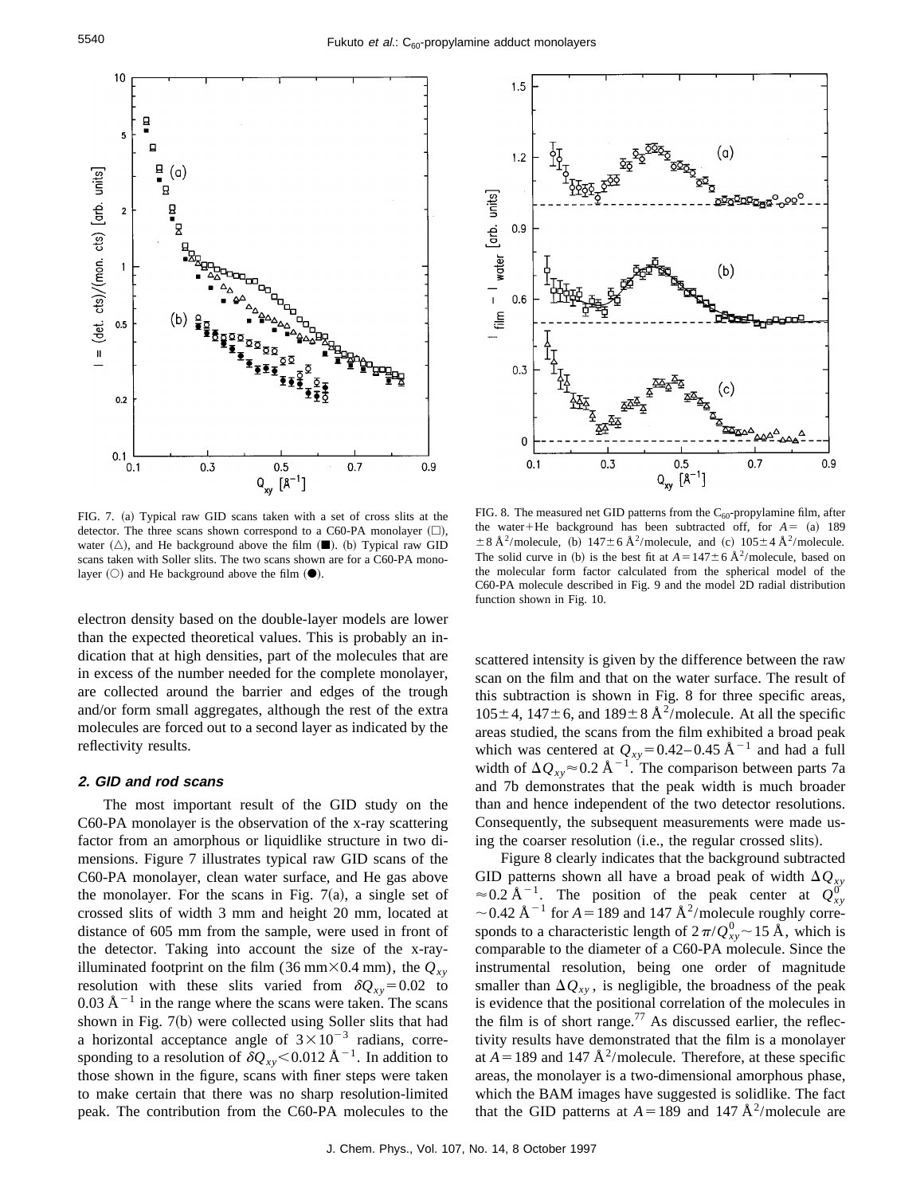FIG. 7. (a) Typical raw GID scans taken with a set of cross slits at the detector. The three scans shown correspond to a C60-PA monolayer (□), water (△), and He background above the film (■). (b) Typical raw GID scans taken with Soller slits. The two scans shown are for a C60-PA monolayer (○) and He background above the film (●).

FIG. 8. The measured net GID patterns from the $C_{60}$-propylamine film, after the water+He background has been subtracted off, for $A=$ (a) 189 $\pm 8$ Å$^2$/molecule, (b) $147\pm 6$ Å$^2$/molecule, and (c) $105\pm 4$ Å$^2$/molecule. The solid curve in (b) is the best fit at $A=147\pm 6$ Å$^2$/molecule, based on the molecular form factor calculated from the spherical model of the C60-PA molecule described in Fig. 9 and the model 2D radial distribution function shown in Fig. 10.

electron density based on the double-layer models are lower than the expected theoretical values. This is probably an indication that at high densities, part of the molecules that are in excess of the number needed for the complete monolayer, are collected around the barrier and edges of the trough and/or form small aggregates, although the rest of the extra molecules are forced out to a second layer as indicated by the reflectivity results.

### 2. GID and rod scans

The most important result of the GID study on the C60-PA monolayer is the observation of the x-ray scattering factor from an amorphous or liquidlike structure in two dimensions. Figure 7 illustrates typical raw GID scans of the C60-PA monolayer, clean water surface, and He gas above the monolayer. For the scans in Fig. 7(a), a single set of crossed slits of width 3 mm and height 20 mm, located at distance of 605 mm from the sample, were used in front of the detector. Taking into account the size of the x-ray-illuminated footprint on the film (36 mm×0.4 mm), the $Q_{xy}$ resolution with these slits varied from $\delta Q_{xy}=0.02$ to 0.03 Å$^{-1}$ in the range where the scans were taken. The scans shown in Fig. 7(b) were collected using Soller slits that had a horizontal acceptance angle of $3\times 10^{-3}$ radians, corresponding to a resolution of $\delta Q_{xy}<0.012$ Å$^{-1}$. In addition to those shown in the figure, scans with finer steps were taken to make certain that there was no sharp resolution-limited peak. The contribution from the C60-PA molecules to the scattered intensity is given by the difference between the raw scan on the film and that on the water surface. The result of this subtraction is shown in Fig. 8 for three specific areas, $105\pm 4$, $147\pm 6$, and $189\pm 8$ Å$^2$/molecule. At all the specific areas studied, the scans from the film exhibited a broad peak which was centered at $Q_{xy}=0.42$–$0.45$ Å$^{-1}$ and had a full width of $\Delta Q_{xy}\approx 0.2$ Å$^{-1}$. The comparison between parts 7a and 7b demonstrates that the peak width is much broader than and hence independent of the two detector resolutions. Consequently, the subsequent measurements were made using the coarser resolution (i.e., the regular crossed slits).

Figure 8 clearly indicates that the background subtracted GID patterns shown all have a broad peak of width $\Delta Q_{xy}\approx 0.2$ Å$^{-1}$. The position of the peak center at $Q_{xy}^{0}\sim 0.42$ Å$^{-1}$ for $A=189$ and 147 Å$^2$/molecule roughly corresponds to a characteristic length of $2\pi/Q_{xy}^{0}\sim 15$ Å, which is comparable to the diameter of a C60-PA molecule. Since the instrumental resolution, being one order of magnitude smaller than $\Delta Q_{xy}$, is negligible, the broadness of the peak is evidence that the positional correlation of the molecules in the film is of short range.[77] As discussed earlier, the reflectivity results have demonstrated that the film is a monolayer at $A=189$ and 147 Å$^2$/molecule. Therefore, at these specific areas, the monolayer is a two-dimensional amorphous phase, which the BAM images have suggested is solidlike. The fact that the GID patterns at $A=189$ and 147 Å$^2$/molecule are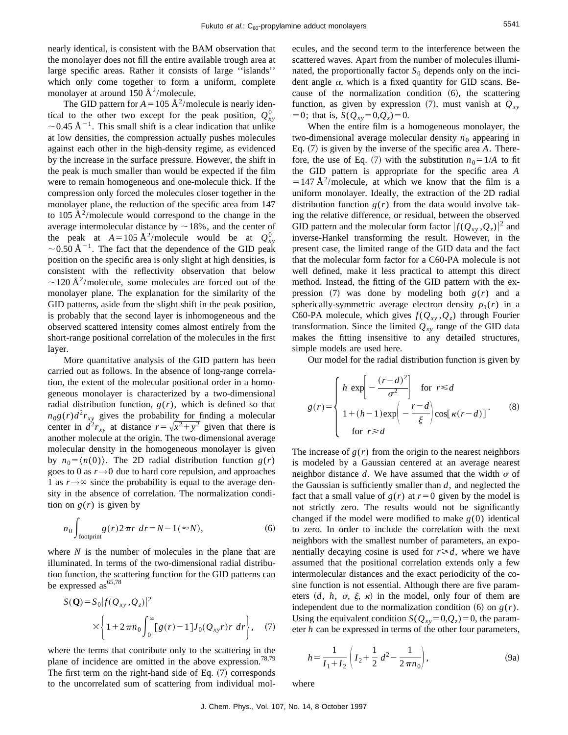nearly identical, is consistent with the BAM observation that the monolayer does not fill the entire available trough area at large specific areas. Rather it consists of large ''islands'' which only come together to form a uniform, complete monolayer at around 150 Å$^2$/molecule.

The GID pattern for $A = 105$ Å$^2$/molecule is nearly identical to the other two except for the peak position, $Q_{xy}^0 \sim 0.45$ Å$^{-1}$. This small shift is a clear indication that unlike at low densities, the compression actually pushes molecules against each other in the high-density regime, as evidenced by the increase in the surface pressure. However, the shift in the peak is much smaller than would be expected if the film were to remain homogeneous and one-molecule thick. If the compression only forced the molecules closer together in the monolayer plane, the reduction of the specific area from 147 to 105 Å$^2$/molecule would correspond to the change in the average intermolecular distance by $\sim$18%, and the center of the peak at $A = 105$ Å$^2$/molecule would be at $Q_{xy}^0 \sim 0.50$ Å$^{-1}$. The fact that the dependence of the GID peak position on the specific area is only slight at high densities, is consistent with the reflectivity observation that below $\sim$120 Å$^2$/molecule, some molecules are forced out of the monolayer plane. The explanation for the similarity of the GID patterns, aside from the slight shift in the peak position, is probably that the second layer is inhomogeneous and the observed scattered intensity comes almost entirely from the short-range positional correlation of the molecules in the first layer.

More quantitative analysis of the GID pattern has been carried out as follows. In the absence of long-range correlation, the extent of the molecular positional order in a homogeneous monolayer is characterized by a two-dimensional radial distribution function, $g(r)$, which is defined so that $n_0 g(r) d^2 r_{xy}$ gives the probability for finding a molecular center in $d^2 r_{xy}$ at distance $r = \sqrt{x^2 + y^2}$ given that there is another molecule at the origin. The two-dimensional average molecular density in the homogeneous monolayer is given by $n_0 = \langle n(0) \rangle$. The 2D radial distribution function $g(r)$ goes to 0 as $r \to 0$ due to hard core repulsion, and approaches 1 as $r \to \infty$ since the probability is equal to the average density in the absence of correlation. The normalization condition on $g(r)$ is given by

$$n_0 \int_{\text{footprint}} g(r) 2\pi r \, dr = N - 1 (\approx N), \tag{6}$$

where $N$ is the number of molecules in the plane that are illuminated. In terms of the two-dimensional radial distribution function, the scattering function for the GID patterns can be expressed as[65,78]

$$S(\mathbf{Q}) = S_0 |f(Q_{xy}, Q_z)|^2 \times \left\{ 1 + 2\pi n_0 \int_0^\infty [g(r) - 1] J_0(Q_{xy} r) r \, dr \right\}, \tag{7}$$

where the terms that contribute only to the scattering in the plane of incidence are omitted in the above expression.[78,79] The first term on the right-hand side of Eq. (7) corresponds to the uncorrelated sum of scattering from individual molecules, and the second term to the interference between the scattered waves. Apart from the number of molecules illuminated, the proportionally factor $S_0$ depends only on the incident angle $\alpha$, which is a fixed quantity for GID scans. Because of the normalization condition (6), the scattering function, as given by expression (7), must vanish at $Q_{xy} = 0$; that is, $S(Q_{xy} = 0, Q_z) = 0$.

When the entire film is a homogeneous monolayer, the two-dimensional average molecular density $n_0$ appearing in Eq. (7) is given by the inverse of the specific area $A$. Therefore, the use of Eq. (7) with the substitution $n_0 = 1/A$ to fit the GID pattern is appropriate for the specific area $A = 147$ Å$^2$/molecule, at which we know that the film is a uniform monolayer. Ideally, the extraction of the 2D radial distribution function $g(r)$ from the data would involve taking the relative difference, or residual, between the observed GID pattern and the molecular form factor $|f(Q_{xy}, Q_z)|^2$ and inverse-Hankel transforming the result. However, in the present case, the limited range of the GID data and the fact that the molecular form factor for a C60-PA molecule is not well defined, make it less practical to attempt this direct method. Instead, the fitting of the GID pattern with the expression (7) was done by modeling both $g(r)$ and a spherically-symmetric average electron density $\rho_1(r)$ in a C60-PA molecule, which gives $f(Q_{xy}, Q_z)$ through Fourier transformation. Since the limited $Q_{xy}$ range of the GID data makes the fitting insensitive to any detailed structures, simple models are used here.

Our model for the radial distribution function is given by

$$g(r) = \begin{cases} h \exp\left[ -\dfrac{(r-d)^2}{\sigma^2} \right] & \text{for } r \leq d \\ 1 + (h-1) \exp\left( -\dfrac{r-d}{\xi} \right) \cos[\kappa(r-d)] & \text{for } r \geq d \end{cases}. \tag{8}$$

The increase of $g(r)$ from the origin to the nearest neighbors is modeled by a Gaussian centered at an average nearest neighbor distance $d$. We have assumed that the width $\sigma$ of the Gaussian is sufficiently smaller than $d$, and neglected the fact that a small value of $g(r)$ at $r = 0$ given by the model is not strictly zero. The results would not be significantly changed if the model were modified to make $g(0)$ identical to zero. In order to include the correlation with the next neighbors with the smallest number of parameters, an exponentially decaying cosine is used for $r \geq d$, where we have assumed that the positional correlation extends only a few intermolecular distances and the exact periodicity of the cosine function is not essential. Although there are five parameters ($d$, $h$, $\sigma$, $\xi$, $\kappa$) in the model, only four of them are independent due to the normalization condition (6) on $g(r)$. Using the equivalent condition $S(Q_{xy} = 0, Q_z) = 0$, the parameter $h$ can be expressed in terms of the other four parameters,

$$h = \frac{1}{I_1 + I_2} \left( I_2 + \frac{1}{2} d^2 - \frac{1}{2\pi n_0} \right), \tag{9a}$$

where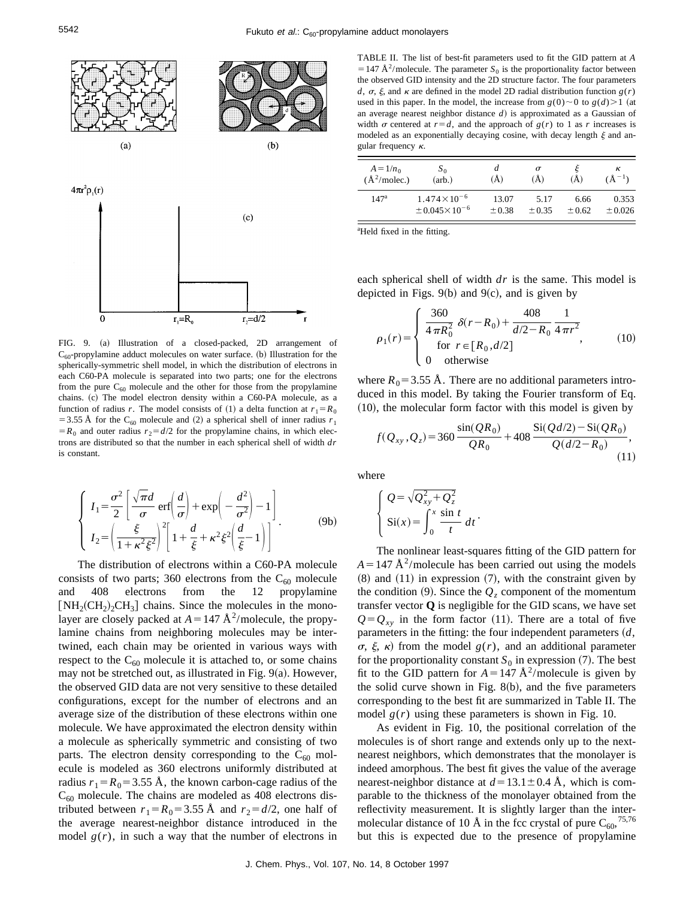FIG. 9. (a) Illustration of a closed-packed, 2D arrangement of $C_{60}$-propylamine adduct molecules on water surface. (b) Illustration for the spherically-symmetric shell model, in which the distribution of electrons in each C60-PA molecule is separated into two parts; one for the electrons from the pure $C_{60}$ molecule and the other for those from the propylamine chains. (c) The model electron density within a C60-PA molecule, as a function of radius $r$. The model consists of (1) a delta function at $r_1 = R_0 = 3.55$ Å for the $C_{60}$ molecule and (2) a spherical shell of inner radius $r_1 = R_0$ and outer radius $r_2 = d/2$ for the propylamine chains, in which electrons are distributed so that the number in each spherical shell of width $dr$ is constant.

$$
\begin{cases} I_1 = \dfrac{\sigma^2}{2}\left[\dfrac{\sqrt{\pi}d}{\sigma}\,\mathrm{erf}\left(\dfrac{d}{\sigma}\right) + \exp\left(-\dfrac{d^2}{\sigma^2}\right) - 1\right] \\ I_2 = \left(\dfrac{\xi}{1+\kappa^2\xi^2}\right)^2\left[1 + \dfrac{d}{\xi} + \kappa^2\xi^2\left(\dfrac{d}{\xi} - 1\right)\right] \end{cases}. \qquad (9b)
$$

The distribution of electrons within a C60-PA molecule consists of two parts; 360 electrons from the $C_{60}$ molecule and 408 electrons from the 12 propylamine $[NH_2(CH_2)_2CH_3]$ chains. Since the molecules in the monolayer are closely packed at $A = 147$ Å$^2$/molecule, the propylamine chains from neighboring molecules may be intertwined, each chain may be oriented in various ways with respect to the $C_{60}$ molecule it is attached to, or some chains may not be stretched out, as illustrated in Fig. 9(a). However, the observed GID data are not very sensitive to these detailed configurations, except for the number of electrons and an average size of the distribution of these electrons within one molecule. We have approximated the electron density within a molecule as spherically symmetric and consisting of two parts. The electron density corresponding to the $C_{60}$ molecule is modeled as 360 electrons uniformly distributed at radius $r_1 = R_0 = 3.55$ Å, the known carbon-cage radius of the $C_{60}$ molecule. The chains are modeled as 408 electrons distributed between $r_1 = R_0 = 3.55$ Å and $r_2 = d/2$, one half of the average nearest-neighbor distance introduced in the model $g(r)$, in such a way that the number of electrons in each spherical shell of width $dr$ is the same. This model is depicted in Figs. 9(b) and 9(c), and is given by

$$
\rho_1(r) = \begin{cases} \dfrac{360}{4\pi R_0^2}\,\delta(r - R_0) + \dfrac{408}{d/2 - R_0}\,\dfrac{1}{4\pi r^2} \\ \quad \text{for } r \in [R_0, d/2] \\ 0 \quad \text{otherwise} \end{cases}, \qquad (10)
$$

where $R_0 = 3.55$ Å. There are no additional parameters introduced in this model. By taking the Fourier transform of Eq. (10), the molecular form factor with this model is given by

$$
f(Q_{xy}, Q_z) = 360\,\frac{\sin(QR_0)}{QR_0} + 408\,\frac{\mathrm{Si}(Qd/2) - \mathrm{Si}(QR_0)}{Q(d/2 - R_0)}, \qquad (11)
$$

where

$$
\begin{cases} Q = \sqrt{Q_{xy}^2 + Q_z^2} \\ \mathrm{Si}(x) = \displaystyle\int_0^x \frac{\sin t}{t}\,dt \end{cases}.
$$

TABLE II. The list of best-fit parameters used to fit the GID pattern at $A = 147$ Å$^2$/molecule. The parameter $S_0$ is the proportionality factor between the observed GID intensity and the 2D structure factor. The four parameters $d$, $\sigma$, $\xi$, and $\kappa$ are defined in the model 2D radial distribution function $g(r)$ used in this paper. In the model, the increase from $g(0) \sim 0$ to $g(d) > 1$ (at an average nearest neighbor distance $d$) is approximated as a Gaussian of width $\sigma$ centered at $r = d$, and the approach of $g(r)$ to 1 as $r$ increases is modeled as an exponentially decaying cosine, with decay length $\xi$ and angular frequency $\kappa$.

| $A = 1/n_0$ (Å$^2$/molec.) | $S_0$ (arb.) | $d$ (Å) | $\sigma$ (Å) | $\xi$ (Å) | $\kappa$ (Å$^{-1}$) |
|---|---|---|---|---|---|
| 147[a] | $1.474 \times 10^{-6}$ $\pm 0.045 \times 10^{-6}$ | 13.07 $\pm 0.38$ | 5.17 $\pm 0.35$ | 6.66 $\pm 0.62$ | 0.353 $\pm 0.026$ |

[a]Held fixed in the fitting.

The nonlinear least-squares fitting of the GID pattern for $A = 147$ Å$^2$/molecule has been carried out using the models (8) and (11) in expression (7), with the constraint given by the condition (9). Since the $Q_z$ component of the momentum transfer vector **Q** is negligible for the GID scans, we have set $Q = Q_{xy}$ in the form factor (11). There are a total of five parameters in the fitting: the four independent parameters ($d$, $\sigma$, $\xi$, $\kappa$) from the model $g(r)$, and an additional parameter for the proportionality constant $S_0$ in expression (7). The best fit to the GID pattern for $A = 147$ Å$^2$/molecule is given by the solid curve shown in Fig. 8(b), and the five parameters corresponding to the best fit are summarized in Table II. The model $g(r)$ using these parameters is shown in Fig. 10.

As evident in Fig. 10, the positional correlation of the molecules is of short range and extends only up to the next-nearest neighbors, which demonstrates that the monolayer is indeed amorphous. The best fit gives the value of the average nearest-neighbor distance at $d = 13.1 \pm 0.4$ Å, which is comparable to the thickness of the monolayer obtained from the reflectivity measurement. It is slightly larger than the intermolecular distance of 10 Å in the fcc crystal of pure $C_{60}$,[75,76] but this is expected due to the presence of propylamine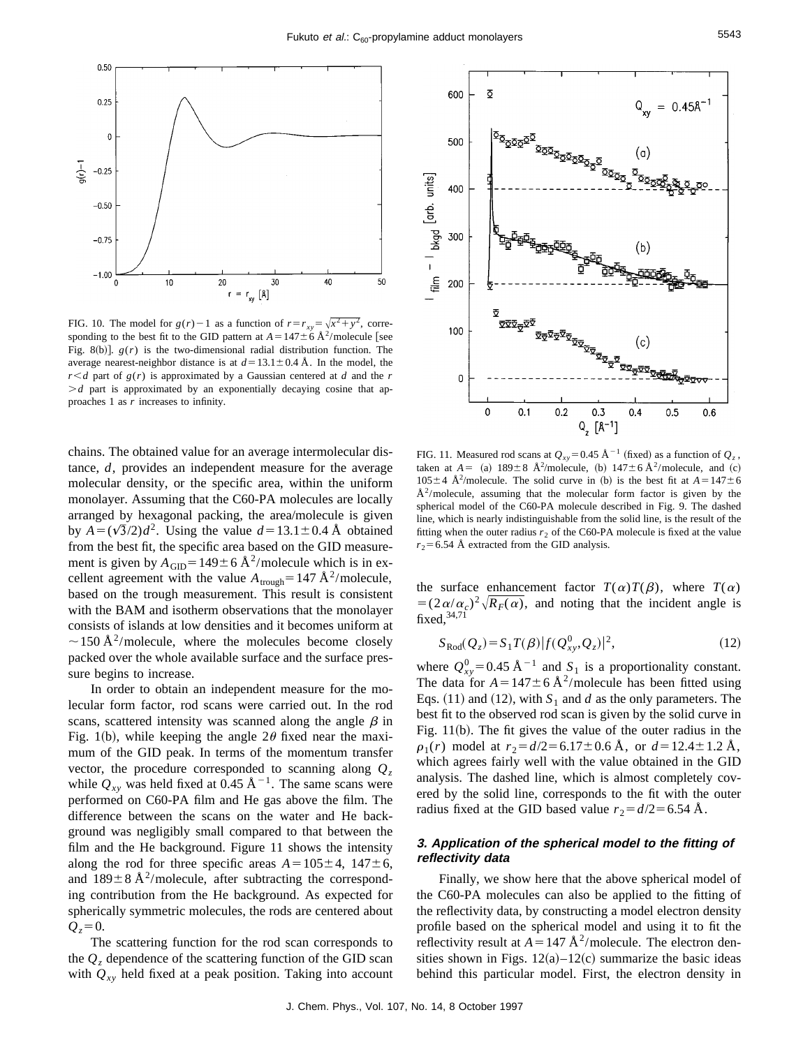FIG. 10. The model for $g(r)-1$ as a function of $r=r_{xy}=\sqrt{x^2+y^2}$, corresponding to the best fit to the GID pattern at $A=147\pm6$ Å$^2$/molecule [see Fig. 8(b)]. $g(r)$ is the two-dimensional radial distribution function. The average nearest-neighbor distance is at $d=13.1\pm0.4$ Å. In the model, the $r<d$ part of $g(r)$ is approximated by a Gaussian centered at $d$ and the $r>d$ part is approximated by an exponentially decaying cosine that approaches 1 as $r$ increases to infinity.

chains. The obtained value for an average intermolecular distance, $d$, provides an independent measure for the average molecular density, or the specific area, within the uniform monolayer. Assuming that the C60-PA molecules are locally arranged by hexagonal packing, the area/molecule is given by $A=(\sqrt{3}/2)d^2$. Using the value $d=13.1\pm0.4$ Å obtained from the best fit, the specific area based on the GID measurement is given by $A_{\text{GID}}=149\pm6$ Å$^2$/molecule which is in excellent agreement with the value $A_{\text{trough}}=147$ Å$^2$/molecule, based on the trough measurement. This result is consistent with the BAM and isotherm observations that the monolayer consists of islands at low densities and it becomes uniform at $\sim150$ Å$^2$/molecule, where the molecules become closely packed over the whole available surface and the surface pressure begins to increase.

In order to obtain an independent measure for the molecular form factor, rod scans were carried out. In the rod scans, scattered intensity was scanned along the angle $\beta$ in Fig. 1(b), while keeping the angle $2\theta$ fixed near the maximum of the GID peak. In terms of the momentum transfer vector, the procedure corresponded to scanning along $Q_z$ while $Q_{xy}$ was held fixed at 0.45 Å$^{-1}$. The same scans were performed on C60-PA film and He gas above the film. The difference between the scans on the water and He background was negligibly small compared to that between the film and the He background. Figure 11 shows the intensity along the rod for three specific areas $A=105\pm4$, $147\pm6$, and $189\pm8$ Å$^2$/molecule, after subtracting the corresponding contribution from the He background. As expected for spherically symmetric molecules, the rods are centered about $Q_z=0$.

The scattering function for the rod scan corresponds to the $Q_z$ dependence of the scattering function of the GID scan with $Q_{xy}$ held fixed at a peak position. Taking into account

FIG. 11. Measured rod scans at $Q_{xy}=0.45$ Å$^{-1}$ (fixed) as a function of $Q_z$, taken at $A=$ (a) $189\pm8$ Å$^2$/molecule, (b) $147\pm6$ Å$^2$/molecule, and (c) $105\pm4$ Å$^2$/molecule. The solid curve in (b) is the best fit at $A=147\pm6$ Å$^2$/molecule, assuming that the molecular form factor is given by the spherical model of the C60-PA molecule described in Fig. 9. The dashed line, which is nearly indistinguishable from the solid line, is the result of the fitting when the outer radius $r_2$ of the C60-PA molecule is fixed at the value $r_2=6.54$ Å extracted from the GID analysis.

the surface enhancement factor $T(\alpha)T(\beta)$, where $T(\alpha)=(2\alpha/\alpha_c)^2\sqrt{R_F(\alpha)}$, and noting that the incident angle is fixed,[34,71]

$$S_{\text{Rod}}(Q_z)=S_1T(\beta)|f(Q_{xy}^0,Q_z)|^2, \tag{12}$$

where $Q_{xy}^0=0.45$ Å$^{-1}$ and $S_1$ is a proportionality constant. The data for $A=147\pm6$ Å$^2$/molecule has been fitted using Eqs. (11) and (12), with $S_1$ and $d$ as the only parameters. The best fit to the observed rod scan is given by the solid curve in Fig. 11(b). The fit gives the value of the outer radius in the $\rho_1(r)$ model at $r_2=d/2=6.17\pm0.6$ Å, or $d=12.4\pm1.2$ Å, which agrees fairly well with the value obtained in the GID analysis. The dashed line, which is almost completely covered by the solid line, corresponds to the fit with the outer radius fixed at the GID based value $r_2=d/2=6.54$ Å.

### 3. Application of the spherical model to the fitting of reflectivity data

Finally, we show here that the above spherical model of the C60-PA molecules can also be applied to the fitting of the reflectivity data, by constructing a model electron density profile based on the spherical model and using it to fit the reflectivity result at $A=147$ Å$^2$/molecule. The electron densities shown in Figs. 12(a)–12(c) summarize the basic ideas behind this particular model. First, the electron density in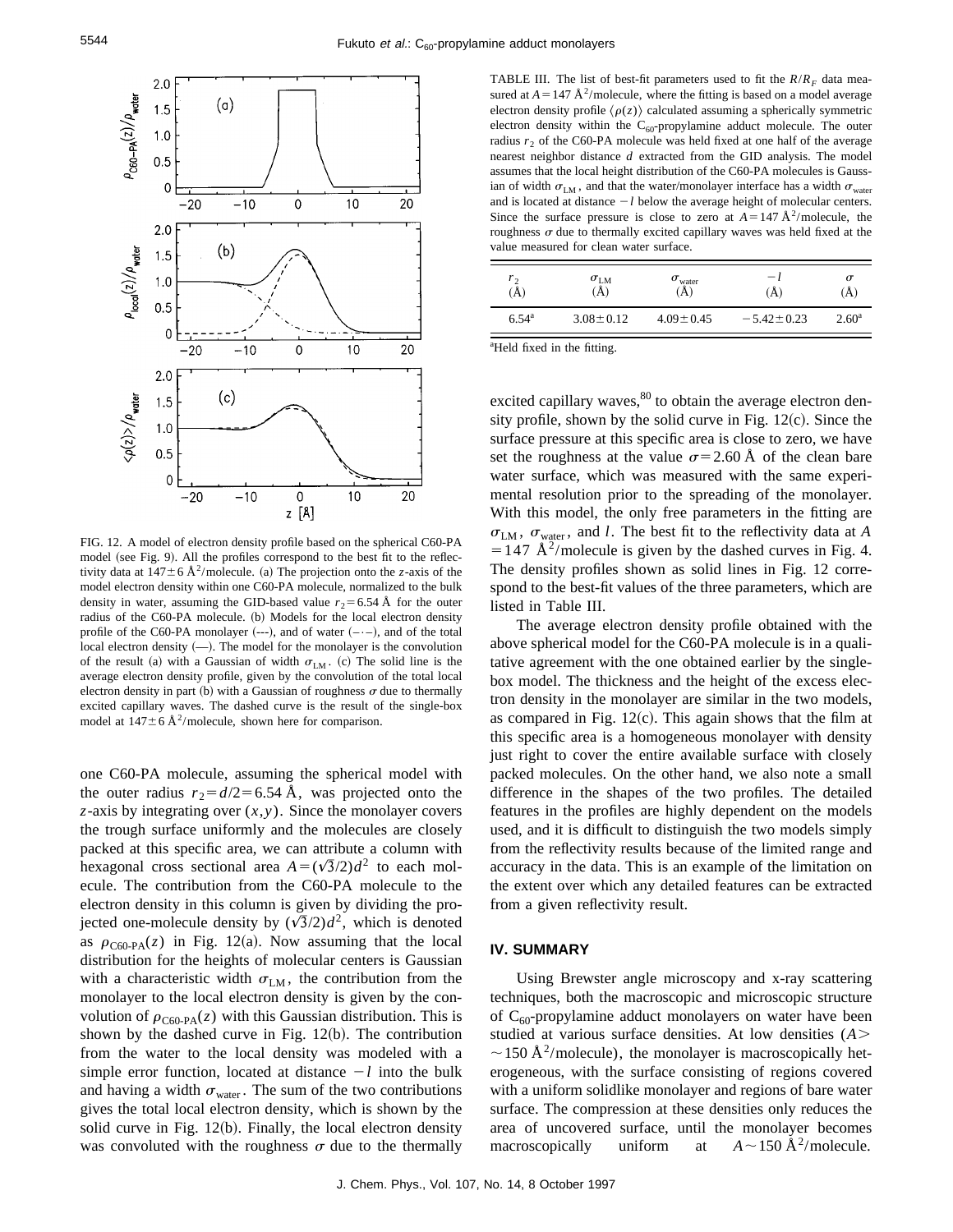FIG. 12. A model of electron density profile based on the spherical C60-PA model (see Fig. 9). All the profiles correspond to the best fit to the reflectivity data at $147 \pm 6$ Å$^2$/molecule. (a) The projection onto the $z$-axis of the model electron density within one C60-PA molecule, normalized to the bulk density in water, assuming the GID-based value $r_2 = 6.54$ Å for the outer radius of the C60-PA molecule. (b) Models for the local electron density profile of the C60-PA monolayer (---), and of water (–·–), and of the total local electron density (—). The model for the monolayer is the convolution of the result (a) with a Gaussian of width $\sigma_{\mathrm{LM}}$. (c) The solid line is the average electron density profile, given by the convolution of the total local electron density in part (b) with a Gaussian of roughness $\sigma$ due to thermally excited capillary waves. The dashed curve is the result of the single-box model at $147 \pm 6$ Å$^2$/molecule, shown here for comparison.

one C60-PA molecule, assuming the spherical model with the outer radius $r_2 = d/2 = 6.54$ Å, was projected onto the $z$-axis by integrating over $(x,y)$. Since the monolayer covers the trough surface uniformly and the molecules are closely packed at this specific area, we can attribute a column with hexagonal cross sectional area $A = (\sqrt{3}/2)d^2$ to each molecule. The contribution from the C60-PA molecule to the electron density in this column is given by dividing the projected one-molecule density by $(\sqrt{3}/2)d^2$, which is denoted as $\rho_{\mathrm{C60\text{-}PA}}(z)$ in Fig. 12(a). Now assuming that the local distribution for the heights of molecular centers is Gaussian with a characteristic width $\sigma_{\mathrm{LM}}$, the contribution from the monolayer to the local electron density is given by the convolution of $\rho_{\mathrm{C60\text{-}PA}}(z)$ with this Gaussian distribution. This is shown by the dashed curve in Fig. 12(b). The contribution from the water to the local density was modeled with a simple error function, located at distance $-l$ into the bulk and having a width $\sigma_{\mathrm{water}}$. The sum of the two contributions gives the total local electron density, which is shown by the solid curve in Fig. 12(b). Finally, the local electron density was convoluted with the roughness $\sigma$ due to the thermally excited capillary waves,[80] to obtain the average electron density profile, shown by the solid curve in Fig. 12(c). Since the surface pressure at this specific area is close to zero, we have set the roughness at the value $\sigma = 2.60$ Å of the clean bare water surface, which was measured with the same experimental resolution prior to the spreading of the monolayer. With this model, the only free parameters in the fitting are $\sigma_{\mathrm{LM}}$, $\sigma_{\mathrm{water}}$, and $l$. The best fit to the reflectivity data at $A = 147$ Å$^2$/molecule is given by the dashed curves in Fig. 4. The density profiles shown as solid lines in Fig. 12 correspond to the best-fit values of the three parameters, which are listed in Table III.

TABLE III. The list of best-fit parameters used to fit the $R/R_F$ data measured at $A = 147$ Å$^2$/molecule, where the fitting is based on a model average electron density profile $\langle \rho(z) \rangle$ calculated assuming a spherically symmetric electron density within the $C_{60}$-propylamine adduct molecule. The outer radius $r_2$ of the C60-PA molecule was held fixed at one half of the average nearest neighbor distance $d$ extracted from the GID analysis. The model assumes that the local height distribution of the C60-PA molecules is Gaussian of width $\sigma_{\mathrm{LM}}$, and that the water/monolayer interface has a width $\sigma_{\mathrm{water}}$ and is located at distance $-l$ below the average height of molecular centers. Since the surface pressure is close to zero at $A = 147$ Å$^2$/molecule, the roughness $\sigma$ due to thermally excited capillary waves was held fixed at the value measured for clean water surface.

| $r_2$ (Å) | $\sigma_{\mathrm{LM}}$ (Å) | $\sigma_{\mathrm{water}}$ (Å) | $-l$ (Å) | $\sigma$ (Å) |
|---|---|---|---|---|
| 6.54[a] | $3.08 \pm 0.12$ | $4.09 \pm 0.45$ | $-5.42 \pm 0.23$ | 2.60[a] |

[a]Held fixed in the fitting.

The average electron density profile obtained with the above spherical model for the C60-PA molecule is in a qualitative agreement with the one obtained earlier by the single-box model. The thickness and the height of the excess electron density in the monolayer are similar in the two models, as compared in Fig. 12(c). This again shows that the film at this specific area is a homogeneous monolayer with density just right to cover the entire available surface with closely packed molecules. On the other hand, we also note a small difference in the shapes of the two profiles. The detailed features in the profiles are highly dependent on the models used, and it is difficult to distinguish the two models simply from the reflectivity results because of the limited range and accuracy in the data. This is an example of the limitation on the extent over which any detailed features can be extracted from a given reflectivity result.

## IV. SUMMARY

Using Brewster angle microscopy and x-ray scattering techniques, both the macroscopic and microscopic structure of $C_{60}$-propylamine adduct monolayers on water have been studied at various surface densities. At low densities ($A > \sim 150$ Å$^2$/molecule), the monolayer is macroscopically heterogeneous, with the surface consisting of regions covered with a uniform solidlike monolayer and regions of bare water surface. The compression at these densities only reduces the area of uncovered surface, until the monolayer becomes macroscopically uniform at $A \sim 150$ Å$^2$/molecule.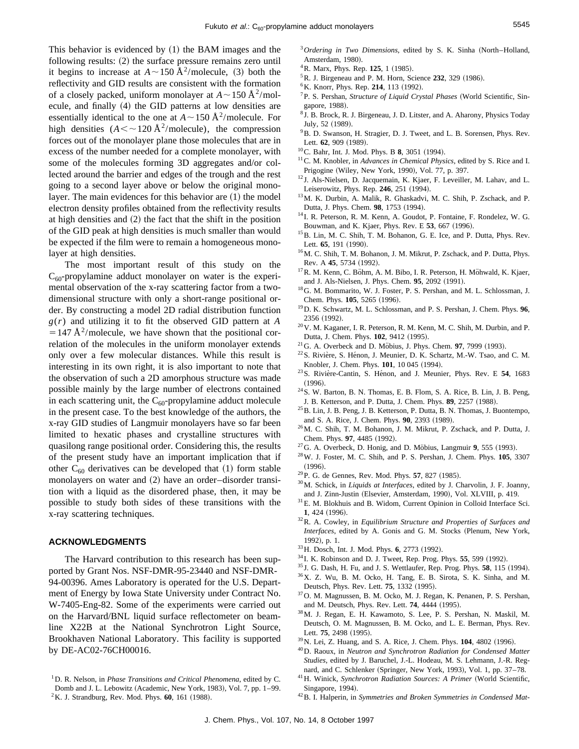This behavior is evidenced by (1) the BAM images and the following results: (2) the surface pressure remains zero until it begins to increase at $A \sim 150$ Å$^2$/molecule, (3) both the reflectivity and GID results are consistent with the formation of a closely packed, uniform monolayer at $A \sim 150$ Å$^2$/molecule, and finally (4) the GID patterns at low densities are essentially identical to the one at $A \sim 150$ Å$^2$/molecule. For high densities ($A < \sim 120$ Å$^2$/molecule), the compression forces out of the monolayer plane those molecules that are in excess of the number needed for a complete monolayer, with some of the molecules forming 3D aggregates and/or collected around the barrier and edges of the trough and the rest going to a second layer above or below the original monolayer. The main evidences for this behavior are (1) the model electron density profiles obtained from the reflectivity results at high densities and (2) the fact that the shift in the position of the GID peak at high densities is much smaller than would be expected if the film were to remain a homogeneous monolayer at high densities.

The most important result of this study on the $C_{60}$-propylamine adduct monolayer on water is the experimental observation of the x-ray scattering factor from a two-dimensional structure with only a short-range positional order. By constructing a model 2D radial distribution function $g(r)$ and utilizing it to fit the observed GID pattern at $A = 147$ Å$^2$/molecule, we have shown that the positional correlation of the molecules in the uniform monolayer extends only over a few molecular distances. While this result is interesting in its own right, it is also important to note that the observation of such a 2D amorphous structure was made possible mainly by the large number of electrons contained in each scattering unit, the $C_{60}$-propylamine adduct molecule in the present case. To the best knowledge of the authors, the x-ray GID studies of Langmuir monolayers have so far been limited to hexatic phases and crystalline structures with quasilong range positional order. Considering this, the results of the present study have an important implication that if other $C_{60}$ derivatives can be developed that (1) form stable monolayers on water and (2) have an order–disorder transition with a liquid as the disordered phase, then, it may be possible to study both sides of these transitions with the x-ray scattering techniques.

## ACKNOWLEDGMENTS

The Harvard contribution to this research has been supported by Grant Nos. NSF-DMR-95-23440 and NSF-DMR-94-00396. Ames Laboratory is operated for the U.S. Department of Energy by Iowa State University under Contract No. W-7405-Eng-82. Some of the experiments were carried out on the Harvard/BNL liquid surface reflectometer on beamline X22B at the National Synchrotron Light Source, Brookhaven National Laboratory. This facility is supported by DE-AC02-76CH00016.

[1] D. R. Nelson, in *Phase Transitions and Critical Phenomena*, edited by C. Domb and J. L. Lebowitz (Academic, New York, 1983), Vol. 7, pp. 1–99.
[2] K. J. Strandburg, Rev. Mod. Phys. **60**, 161 (1988).
[3] *Ordering in Two Dimensions*, edited by S. K. Sinha (North–Holland, Amsterdam, 1980).
[4] R. Marx, Phys. Rep. **125**, 1 (1985).
[5] R. J. Birgeneau and P. M. Horn, Science **232**, 329 (1986).
[6] K. Knorr, Phys. Rep. **214**, 113 (1992).
[7] P. S. Pershan, *Structure of Liquid Crystal Phases* (World Scientific, Singapore, 1988).
[8] J. B. Brock, R. J. Birgeneau, J. D. Litster, and A. Aharony, Physics Today July, 52 (1989).
[9] B. D. Swanson, H. Stragier, D. J. Tweet, and L. B. Sorensen, Phys. Rev. Lett. **62**, 909 (1989).
[10] C. Bahr, Int. J. Mod. Phys. B **8**, 3051 (1994).
[11] C. M. Knobler, in *Advances in Chemical Physics*, edited by S. Rice and I. Prigogine (Wiley, New York, 1990), Vol. 77, p. 397.
[12] J. Als-Nielsen, D. Jacquemain, K. Kjaer, F. Leveiller, M. Lahav, and L. Leiserowitz, Phys. Rep. **246**, 251 (1994).
[13] M. K. Durbin, A. Malik, R. Ghaskadvi, M. C. Shih, P. Zschack, and P. Dutta, J. Phys. Chem. **98**, 1753 (1994).
[14] I. R. Peterson, R. M. Kenn, A. Goudot, P. Fontaine, F. Rondelez, W. G. Bouwman, and K. Kjaer, Phys. Rev. E **53**, 667 (1996).
[15] B. Lin, M. C. Shih, T. M. Bohanon, G. E. Ice, and P. Dutta, Phys. Rev. Lett. **65**, 191 (1990).
[16] M. C. Shih, T. M. Bohanon, J. M. Mikrut, P. Zschack, and P. Dutta, Phys. Rev. A **45**, 5734 (1992).
[17] R. M. Kenn, C. Böhm, A. M. Bibo, I. R. Peterson, H. Möhwald, K. Kjaer, and J. Als-Nielsen, J. Phys. Chem. **95**, 2092 (1991).
[18] G. M. Bommarito, W. J. Foster, P. S. Pershan, and M. L. Schlossman, J. Chem. Phys. **105**, 5265 (1996).
[19] D. K. Schwartz, M. L. Schlossman, and P. S. Pershan, J. Chem. Phys. **96**, 2356 (1992).
[20] V. M. Kaganer, I. R. Peterson, R. M. Kenn, M. C. Shih, M. Durbin, and P. Dutta, J. Chem. Phys. **102**, 9412 (1995).
[21] G. A. Overbeck and D. Möbius, J. Phys. Chem. **97**, 7999 (1993).
[22] S. Rivière, S. Hénon, J. Meunier, D. K. Schartz, M.-W. Tsao, and C. M. Knobler, J. Chem. Phys. **101**, 10 045 (1994).
[23] S. Rivière-Cantin, S. Hénon, and J. Meunier, Phys. Rev. E **54**, 1683 (1996).
[24] S. W. Barton, B. N. Thomas, E. B. Flom, S. A. Rice, B. Lin, J. B. Peng, J. B. Ketterson, and P. Dutta, J. Chem. Phys. **89**, 2257 (1988).
[25] B. Lin, J. B. Peng, J. B. Ketterson, P. Dutta, B. N. Thomas, J. Buontempo, and S. A. Rice, J. Chem. Phys. **90**, 2393 (1989).
[26] M. C. Shih, T. M. Bohanon, J. M. Mikrut, P. Zschack, and P. Dutta, J. Chem. Phys. **97**, 4485 (1992).
[27] G. A. Overbeck, D. Honig, and D. Möbius, Langmuir **9**, 555 (1993).
[28] W. J. Foster, M. C. Shih, and P. S. Pershan, J. Chem. Phys. **105**, 3307 (1996).
[29] P. G. de Gennes, Rev. Mod. Phys. **57**, 827 (1985).
[30] M. Schick, in *Liquids at Interfaces*, edited by J. Charvolin, J. F. Joanny, and J. Zinn-Justin (Elsevier, Amsterdam, 1990), Vol. XLVIII, p. 419.
[31] E. M. Blokhuis and B. Widom, Current Opinion in Colloid Interface Sci. **1**, 424 (1996).
[32] R. A. Cowley, in *Equilibrium Structure and Properties of Surfaces and Interfaces*, edited by A. Gonis and G. M. Stocks (Plenum, New York, 1992), p. 1.
[33] H. Dosch, Int. J. Mod. Phys. **6**, 2773 (1992).
[34] I. K. Robinson and D. J. Tweet, Rep. Prog. Phys. **55**, 599 (1992).
[35] J. G. Dash, H. Fu, and J. S. Wettlaufer, Rep. Prog. Phys. **58**, 115 (1994).
[36] X. Z. Wu, B. M. Ocko, H. Tang, E. B. Sirota, S. K. Sinha, and M. Deutsch, Phys. Rev. Lett. **75**, 1332 (1995).
[37] O. M. Magnussen, B. M. Ocko, M. J. Regan, K. Penanen, P. S. Pershan, and M. Deutsch, Phys. Rev. Lett. **74**, 4444 (1995).
[38] M. J. Regan, E. H. Kawamoto, S. Lee, P. S. Pershan, N. Maskil, M. Deutsch, O. M. Magnussen, B. M. Ocko, and L. E. Berman, Phys. Rev. Lett. **75**, 2498 (1995).
[39] N. Lei, Z. Huang, and S. A. Rice, J. Chem. Phys. **104**, 4802 (1996).
[40] D. Raoux, in *Neutron and Synchrotron Radiation for Condensed Matter Studies*, edited by J. Baruchel, J.-L. Hodeau, M. S. Lehmann, J.-R. Regnard, and C. Schlenker (Springer, New York, 1993), Vol. 1, pp. 37–78.
[41] H. Winick, *Synchrotron Radiation Sources: A Primer* (World Scientific, Singapore, 1994).
[42] B. I. Halperin, in *Symmetries and Broken Symmetries in Condensed Mat-*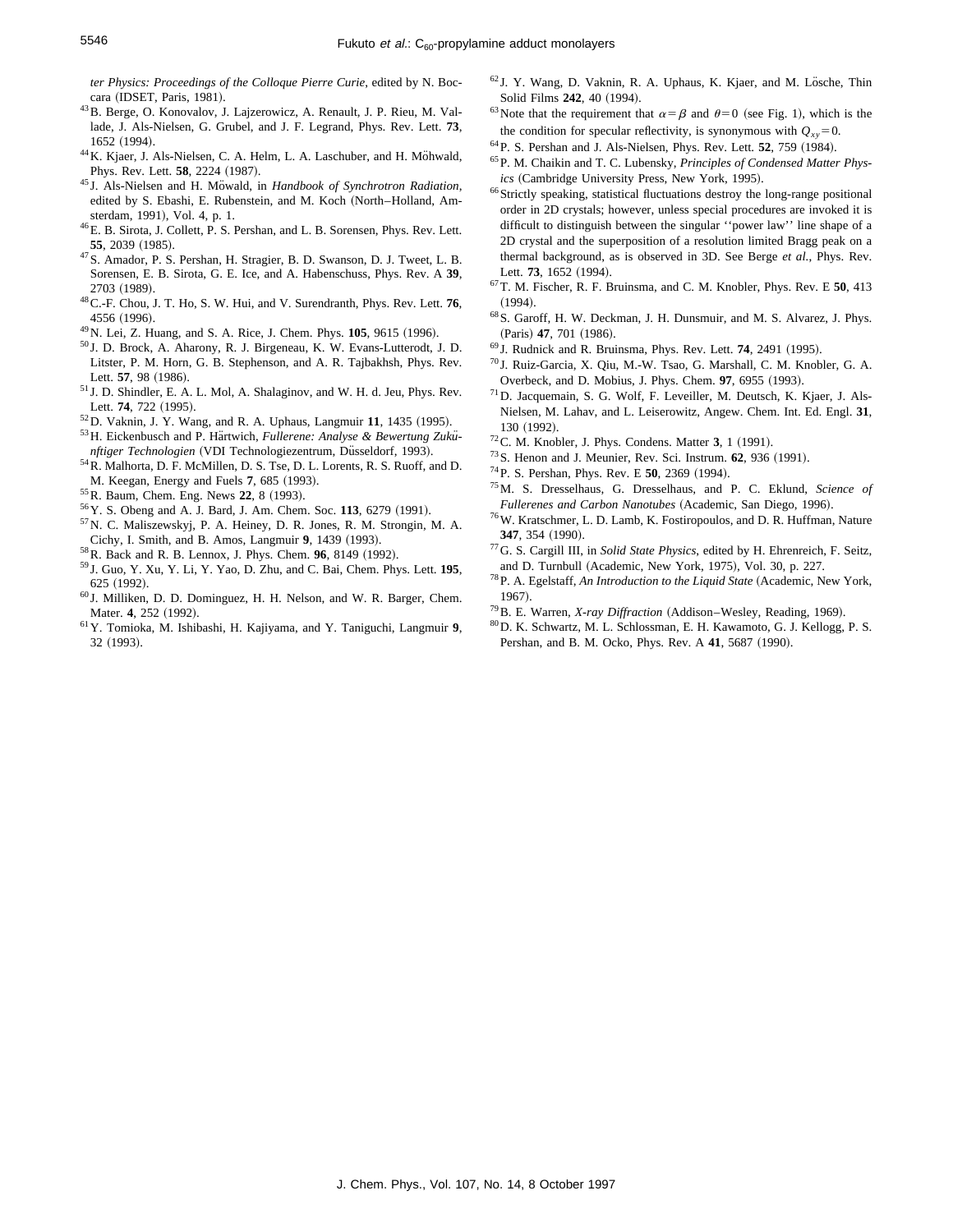*ter Physics: Proceedings of the Colloque Pierre Curie*, edited by N. Boccara (IDSET, Paris, 1981).

[43] B. Berge, O. Konovalov, J. Lajzerowicz, A. Renault, J. P. Rieu, M. Vallade, J. Als-Nielsen, G. Grubel, and J. F. Legrand, Phys. Rev. Lett. **73**, 1652 (1994).

[44] K. Kjaer, J. Als-Nielsen, C. A. Helm, L. A. Laschuber, and H. Möhwald, Phys. Rev. Lett. **58**, 2224 (1987).

[45] J. Als-Nielsen and H. Möwald, in *Handbook of Synchrotron Radiation*, edited by S. Ebashi, E. Rubenstein, and M. Koch (North–Holland, Amsterdam, 1991), Vol. 4, p. 1.

[46] E. B. Sirota, J. Collett, P. S. Pershan, and L. B. Sorensen, Phys. Rev. Lett. **55**, 2039 (1985).

[47] S. Amador, P. S. Pershan, H. Stragier, B. D. Swanson, D. J. Tweet, L. B. Sorensen, E. B. Sirota, G. E. Ice, and A. Habenschuss, Phys. Rev. A **39**, 2703 (1989).

[48] C.-F. Chou, J. T. Ho, S. W. Hui, and V. Surendranth, Phys. Rev. Lett. **76**, 4556 (1996).

[49] N. Lei, Z. Huang, and S. A. Rice, J. Chem. Phys. **105**, 9615 (1996).

[50] J. D. Brock, A. Aharony, R. J. Birgeneau, K. W. Evans-Lutterodt, J. D. Litster, P. M. Horn, G. B. Stephenson, and A. R. Tajbakhsh, Phys. Rev. Lett. **57**, 98 (1986).

[51] J. D. Shindler, E. A. L. Mol, A. Shalaginov, and W. H. d. Jeu, Phys. Rev. Lett. **74**, 722 (1995).

[52] D. Vaknin, J. Y. Wang, and R. A. Uphaus, Langmuir **11**, 1435 (1995).

[53] H. Eickenbusch and P. Härtwich, *Fullerene: Analyse & Bewertung Zukünftiger Technologien* (VDI Technologiezentrum, Düsseldorf, 1993).

[54] R. Malhorta, D. F. McMillen, D. S. Tse, D. L. Lorents, R. S. Ruoff, and D. M. Keegan, Energy and Fuels **7**, 685 (1993).

[55] R. Baum, Chem. Eng. News **22**, 8 (1993).

[56] Y. S. Obeng and A. J. Bard, J. Am. Chem. Soc. **113**, 6279 (1991).

[57] N. C. Maliszewskyj, P. A. Heiney, D. R. Jones, R. M. Strongin, M. A. Cichy, I. Smith, and B. Amos, Langmuir **9**, 1439 (1993).

[58] R. Back and R. B. Lennox, J. Phys. Chem. **96**, 8149 (1992).

[59] J. Guo, Y. Xu, Y. Li, Y. Yao, D. Zhu, and C. Bai, Chem. Phys. Lett. **195**, 625 (1992).

[60] J. Milliken, D. D. Dominguez, H. H. Nelson, and W. R. Barger, Chem. Mater. **4**, 252 (1992).

[61] Y. Tomioka, M. Ishibashi, H. Kajiyama, and Y. Taniguchi, Langmuir **9**, 32 (1993).

[62] J. Y. Wang, D. Vaknin, R. A. Uphaus, K. Kjaer, and M. Lösche, Thin Solid Films **242**, 40 (1994).

[63] Note that the requirement that $\alpha=\beta$ and $\theta=0$ (see Fig. 1), which is the the condition for specular reflectivity, is synonymous with $Q_{xy}=0$.

[64] P. S. Pershan and J. Als-Nielsen, Phys. Rev. Lett. **52**, 759 (1984).

[65] P. M. Chaikin and T. C. Lubensky, *Principles of Condensed Matter Physics* (Cambridge University Press, New York, 1995).

[66] Strictly speaking, statistical fluctuations destroy the long-range positional order in 2D crystals; however, unless special procedures are invoked it is difficult to distinguish between the singular ''power law'' line shape of a 2D crystal and the superposition of a resolution limited Bragg peak on a thermal background, as is observed in 3D. See Berge *et al.*, Phys. Rev. Lett. **73**, 1652 (1994).

[67] T. M. Fischer, R. F. Bruinsma, and C. M. Knobler, Phys. Rev. E **50**, 413 (1994).

[68] S. Garoff, H. W. Deckman, J. H. Dunsmuir, and M. S. Alvarez, J. Phys. (Paris) **47**, 701 (1986).

[69] J. Rudnick and R. Bruinsma, Phys. Rev. Lett. **74**, 2491 (1995).

[70] J. Ruiz-Garcia, X. Qiu, M.-W. Tsao, G. Marshall, C. M. Knobler, G. A. Overbeck, and D. Mobius, J. Phys. Chem. **97**, 6955 (1993).

[71] D. Jacquemain, S. G. Wolf, F. Leveiller, M. Deutsch, K. Kjaer, J. Als-Nielsen, M. Lahav, and L. Leiserowitz, Angew. Chem. Int. Ed. Engl. **31**, 130 (1992).

[72] C. M. Knobler, J. Phys. Condens. Matter **3**, 1 (1991).

[73] S. Henon and J. Meunier, Rev. Sci. Instrum. **62**, 936 (1991).

[74] P. S. Pershan, Phys. Rev. E **50**, 2369 (1994).

[75] M. S. Dresselhaus, G. Dresselhaus, and P. C. Eklund, *Science of Fullerenes and Carbon Nanotubes* (Academic, San Diego, 1996).

[76] W. Kratschmer, L. D. Lamb, K. Fostiropoulos, and D. R. Huffman, Nature **347**, 354 (1990).

[77] G. S. Cargill III, in *Solid State Physics*, edited by H. Ehrenreich, F. Seitz, and D. Turnbull (Academic, New York, 1975), Vol. 30, p. 227.

[78] P. A. Egelstaff, *An Introduction to the Liquid State* (Academic, New York, 1967).

[79] B. E. Warren, *X-ray Diffraction* (Addison–Wesley, Reading, 1969).

[80] D. K. Schwartz, M. L. Schlossman, E. H. Kawamoto, G. J. Kellogg, P. S. Pershan, and B. M. Ocko, Phys. Rev. A **41**, 5687 (1990).